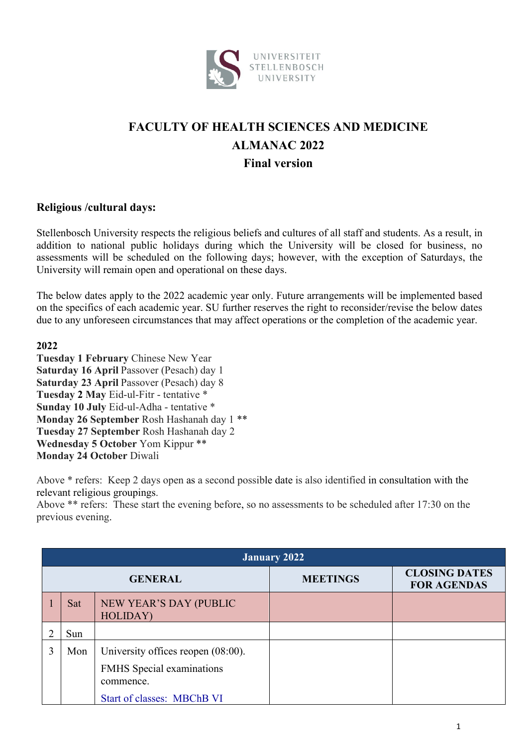# FACULTY OF HEALTH SCIENCES AND MEDICINE
## ALMANAC 2022
### Final version

**Religious /cultural days:**

Stellenbosch University respects the religious beliefs and cultures of all staff and students. As a result, in addition to national public holidays during which the University will be closed for business, no assessments will be scheduled on the following days; however, with the exception of Saturdays, the University will remain open and operational on these days.

The below dates apply to the 2022 academic year only. Future arrangements will be implemented based on the specifics of each academic year. SU further reserves the right to reconsider/revise the below dates due to any unforeseen circumstances that may affect operations or the completion of the academic year.

**2022**
**Tuesday 1 February** Chinese New Year
**Saturday 16 April** Passover (Pesach) day 1
**Saturday 23 April** Passover (Pesach) day 8
**Tuesday 2 May** Eid-ul-Fitr - tentative *
**Sunday 10 July** Eid-ul-Adha - tentative *
**Monday 26 September** Rosh Hashanah day 1 **
**Tuesday 27 September** Rosh Hashanah day 2
**Wednesday 5 October** Yom Kippur **
**Monday 24 October** Diwali

Above * refers: Keep 2 days open as a second possible date is also identified in consultation with the relevant religious groupings.
Above ** refers: These start the evening before, so no assessments to be scheduled after 17:30 on the previous evening.

| January 2022 | | | | |
|---|---|---|---|---|
| **GENERAL** | | | **MEETINGS** | **CLOSING DATES FOR AGENDAS** |
| 1 | Sat | NEW YEAR'S DAY (PUBLIC HOLIDAY) | | |
| 2 | Sun | | | |
| 3 | Mon | University offices reopen (08:00).<br>FMHS Special examinations commence.<br>Start of classes: MBChB VI | | |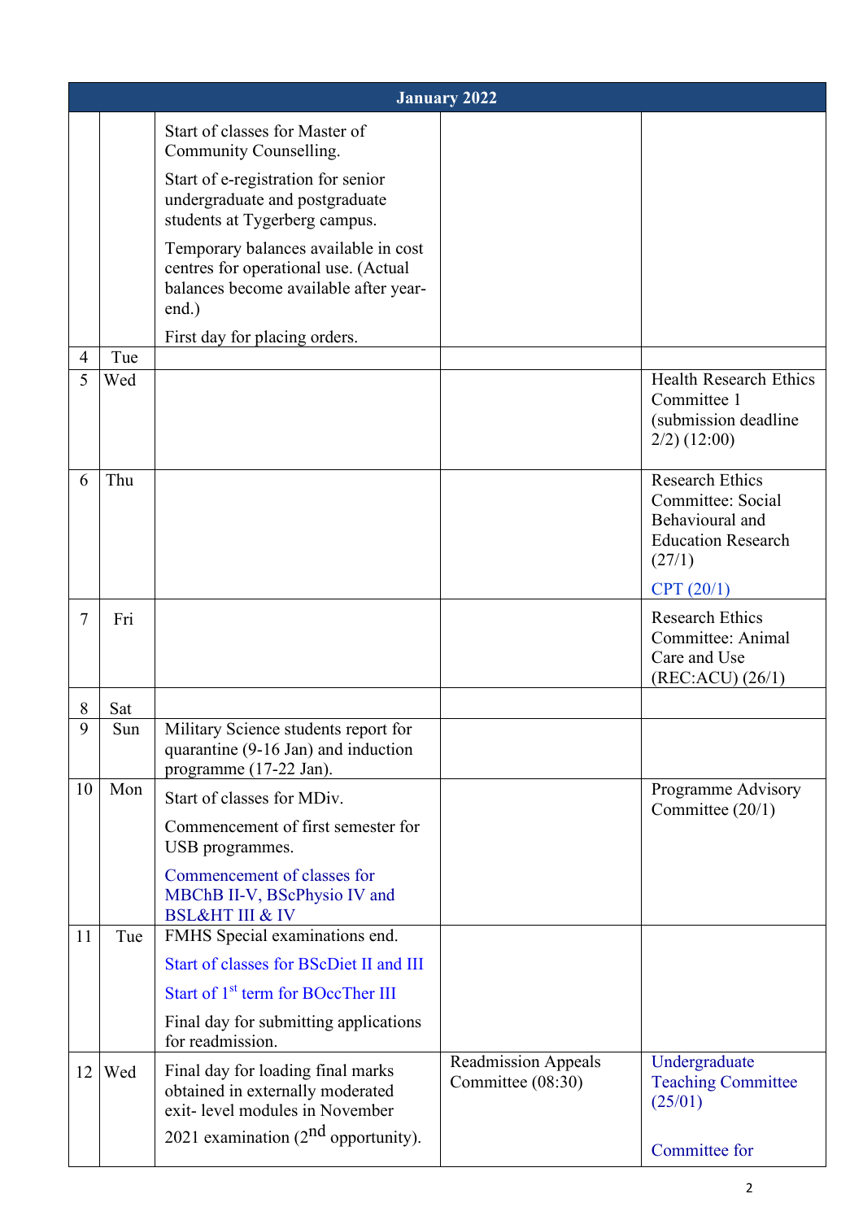| January 2022 | | | | |
|---|---|---|---|---|
| | | Start of classes for Master of Community Counselling. Start of e-registration for senior undergraduate and postgraduate students at Tygerberg campus. Temporary balances available in cost centres for operational use. (Actual balances become available after year-end.) First day for placing orders. | | |
| 4 | Tue | | | |
| 5 | Wed | | | Health Research Ethics Committee 1 (submission deadline 2/2) (12:00) |
| 6 | Thu | | | Research Ethics Committee: Social Behavioural and Education Research (27/1) CPT (20/1) |
| 7 | Fri | | | Research Ethics Committee: Animal Care and Use (REC:ACU) (26/1) |
| 8 | Sat | | | |
| 9 | Sun | Military Science students report for quarantine (9-16 Jan) and induction programme (17-22 Jan). | | |
| 10 | Mon | Start of classes for MDiv. Commencement of first semester for USB programmes. Commencement of classes for MBChB II-V, BScPhysio IV and BSL&HT III & IV | | Programme Advisory Committee (20/1) |
| 11 | Tue | FMHS Special examinations end. Start of classes for BScDiet II and III Start of 1st term for BOccTher III Final day for submitting applications for readmission. | | |
| 12 | Wed | Final day for loading final marks obtained in externally moderated exit- level modules in November 2021 examination (2nd opportunity). | Readmission Appeals Committee (08:30) | Undergraduate Teaching Committee (25/01) Committee for |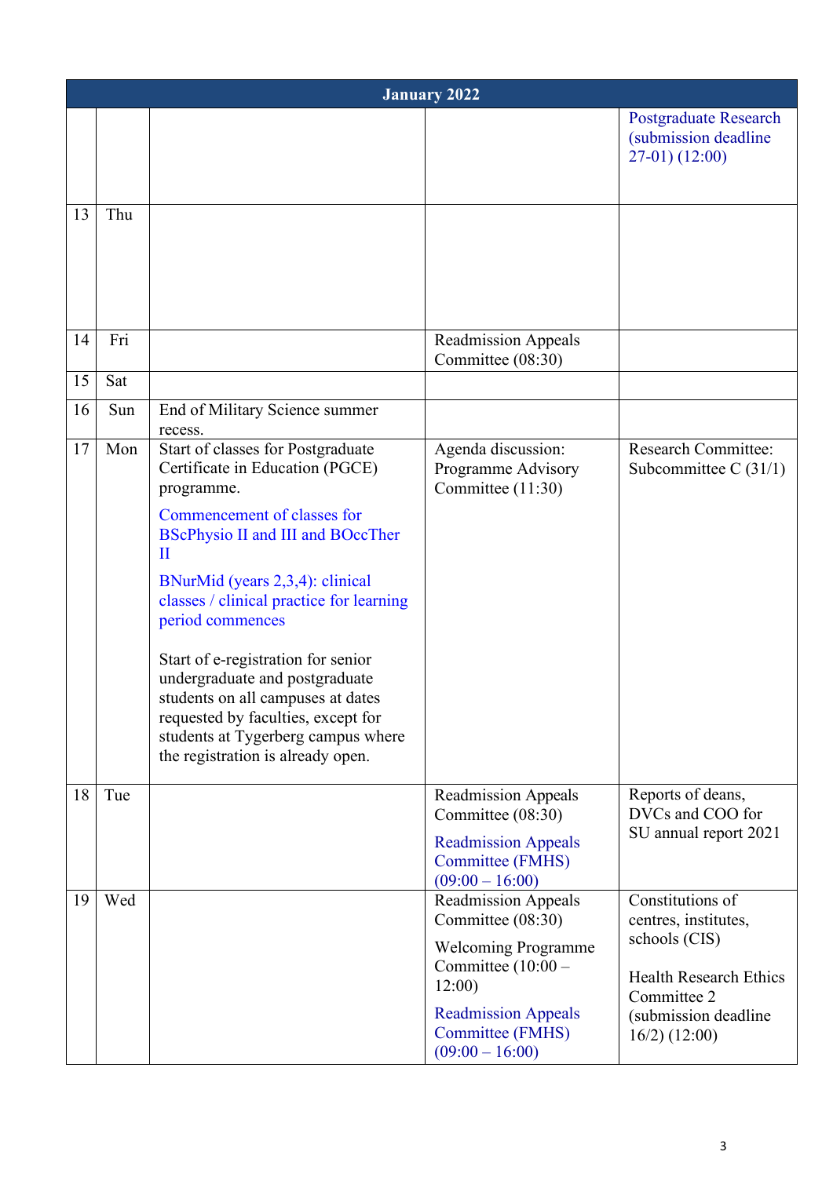| January 2022 | | | | |
|---|---|---|---|---|
| | | | | Postgraduate Research (submission deadline 27-01) (12:00) |
| 13 | Thu | | | |
| 14 | Fri | | Readmission Appeals Committee (08:30) | |
| 15 | Sat | | | |
| 16 | Sun | End of Military Science summer recess. | | |
| 17 | Mon | Start of classes for Postgraduate Certificate in Education (PGCE) programme.<br><br>Commencement of classes for BScPhysio II and III and BOccTher II<br><br>BNurMid (years 2,3,4): clinical classes / clinical practice for learning period commences<br><br>Start of e-registration for senior undergraduate and postgraduate students on all campuses at dates requested by faculties, except for students at Tygerberg campus where the registration is already open. | Agenda discussion: Programme Advisory Committee (11:30) | Research Committee: Subcommittee C (31/1) |
| 18 | Tue | | Readmission Appeals Committee (08:30)<br><br>Readmission Appeals Committee (FMHS) (09:00 – 16:00) | Reports of deans, DVCs and COO for SU annual report 2021 |
| 19 | Wed | | Readmission Appeals Committee (08:30)<br><br>Welcoming Programme Committee (10:00 – 12:00)<br><br>Readmission Appeals Committee (FMHS) (09:00 – 16:00) | Constitutions of centres, institutes, schools (CIS)<br><br>Health Research Ethics Committee 2 (submission deadline 16/2) (12:00) |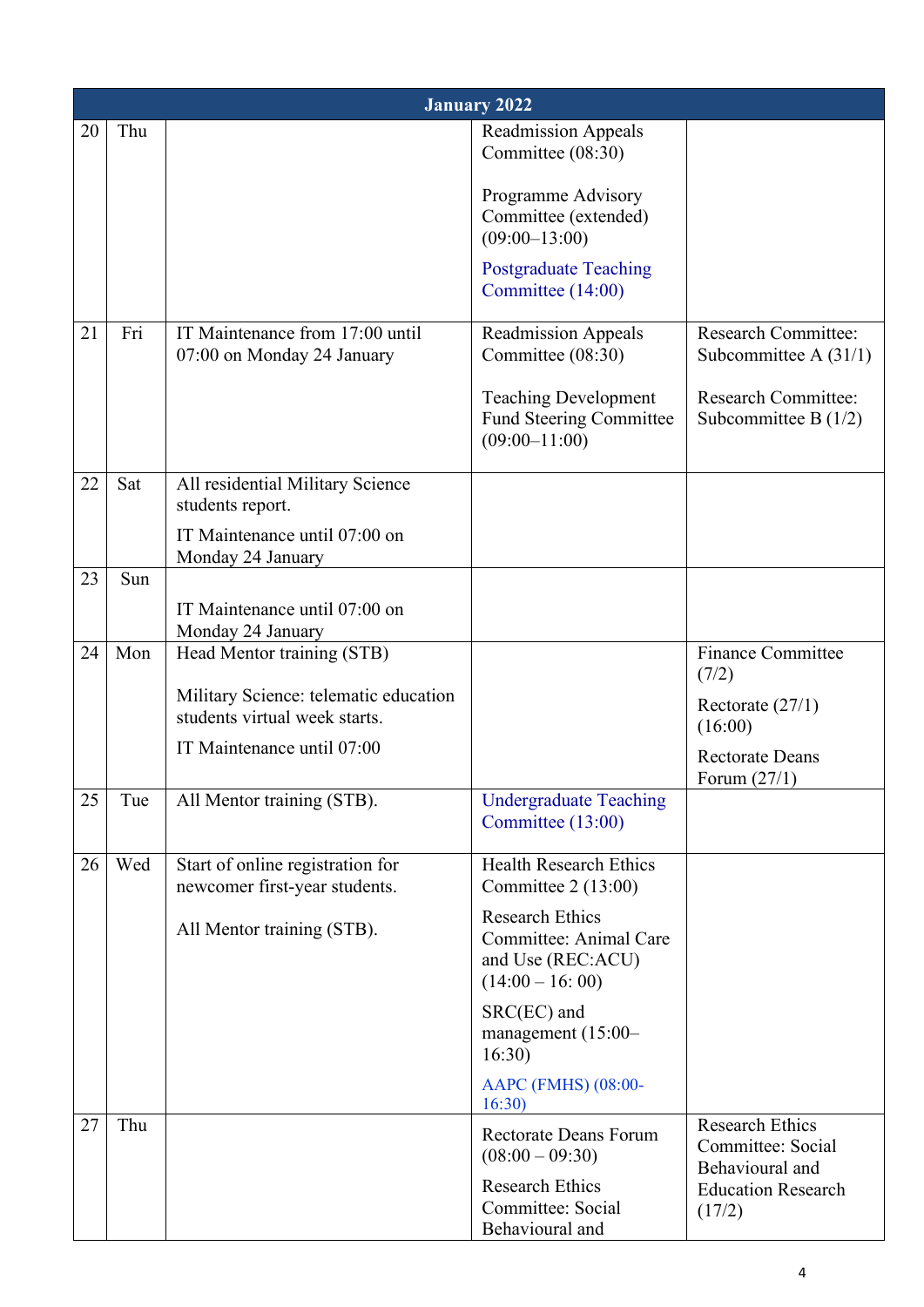| January 2022 | | | | |
|---|---|---|---|---|
| 20 | Thu | | Readmission Appeals Committee (08:30)<br><br>Programme Advisory Committee (extended) (09:00–13:00)<br><br>Postgraduate Teaching Committee (14:00) | |
| 21 | Fri | IT Maintenance from 17:00 until 07:00 on Monday 24 January | Readmission Appeals Committee (08:30)<br><br>Teaching Development Fund Steering Committee (09:00–11:00) | Research Committee: Subcommittee A (31/1)<br><br>Research Committee: Subcommittee B (1/2) |
| 22 | Sat | All residential Military Science students report.<br><br>IT Maintenance until 07:00 on Monday 24 January | | |
| 23 | Sun | IT Maintenance until 07:00 on Monday 24 January | | |
| 24 | Mon | Head Mentor training (STB)<br><br>Military Science: telematic education students virtual week starts.<br><br>IT Maintenance until 07:00 | | Finance Committee (7/2)<br><br>Rectorate (27/1) (16:00)<br><br>Rectorate Deans Forum (27/1) |
| 25 | Tue | All Mentor training (STB). | Undergraduate Teaching Committee (13:00) | |
| 26 | Wed | Start of online registration for newcomer first-year students.<br><br>All Mentor training (STB). | Health Research Ethics Committee 2 (13:00)<br><br>Research Ethics Committee: Animal Care and Use (REC:ACU) (14:00 – 16: 00)<br><br>SRC(EC) and management (15:00–16:30)<br><br>AAPC (FMHS) (08:00-16:30) | |
| 27 | Thu | | Rectorate Deans Forum (08:00 – 09:30)<br><br>Research Ethics Committee: Social Behavioural and | Research Ethics Committee: Social Behavioural and Education Research (17/2) |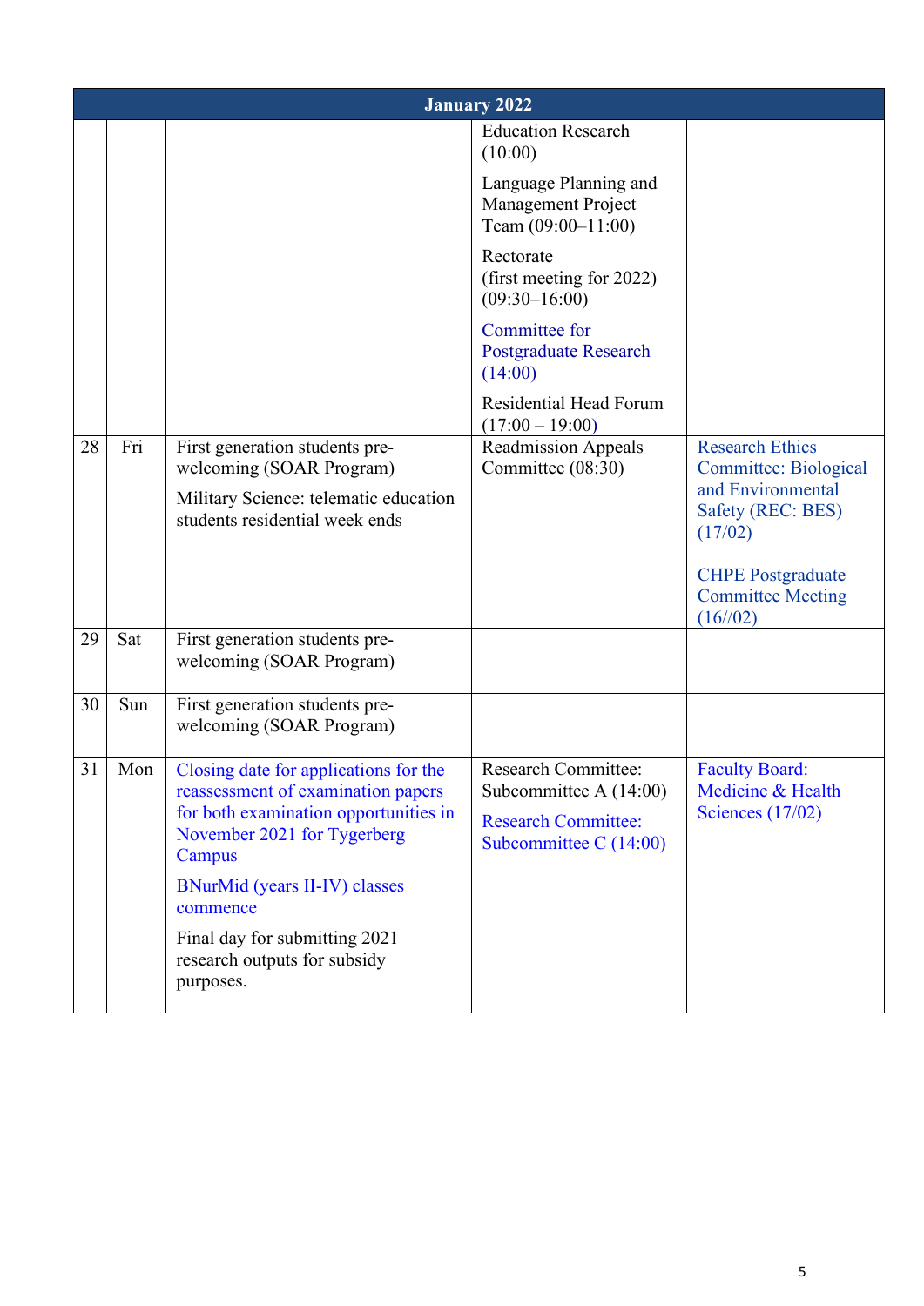| January 2022 | | | | |
|---|---|---|---|---|
| | | | Education Research (10:00)<br>Language Planning and Management Project Team (09:00–11:00)<br>Rectorate (first meeting for 2022) (09:30–16:00)<br>Committee for Postgraduate Research (14:00)<br>Residential Head Forum (17:00 – 19:00) | |
| 28 | Fri | First generation students pre-welcoming (SOAR Program)<br>Military Science: telematic education students residential week ends | Readmission Appeals Committee (08:30) | Research Ethics Committee: Biological and Environmental Safety (REC: BES) (17/02)<br>CHPE Postgraduate Committee Meeting (16//02) |
| 29 | Sat | First generation students pre-welcoming (SOAR Program) | | |
| 30 | Sun | First generation students pre-welcoming (SOAR Program) | | |
| 31 | Mon | Closing date for applications for the reassessment of examination papers for both examination opportunities in November 2021 for Tygerberg Campus<br>BNurMid (years II-IV) classes commence<br>Final day for submitting 2021 research outputs for subsidy purposes. | Research Committee: Subcommittee A (14:00)<br>Research Committee: Subcommittee C (14:00) | Faculty Board: Medicine & Health Sciences (17/02) |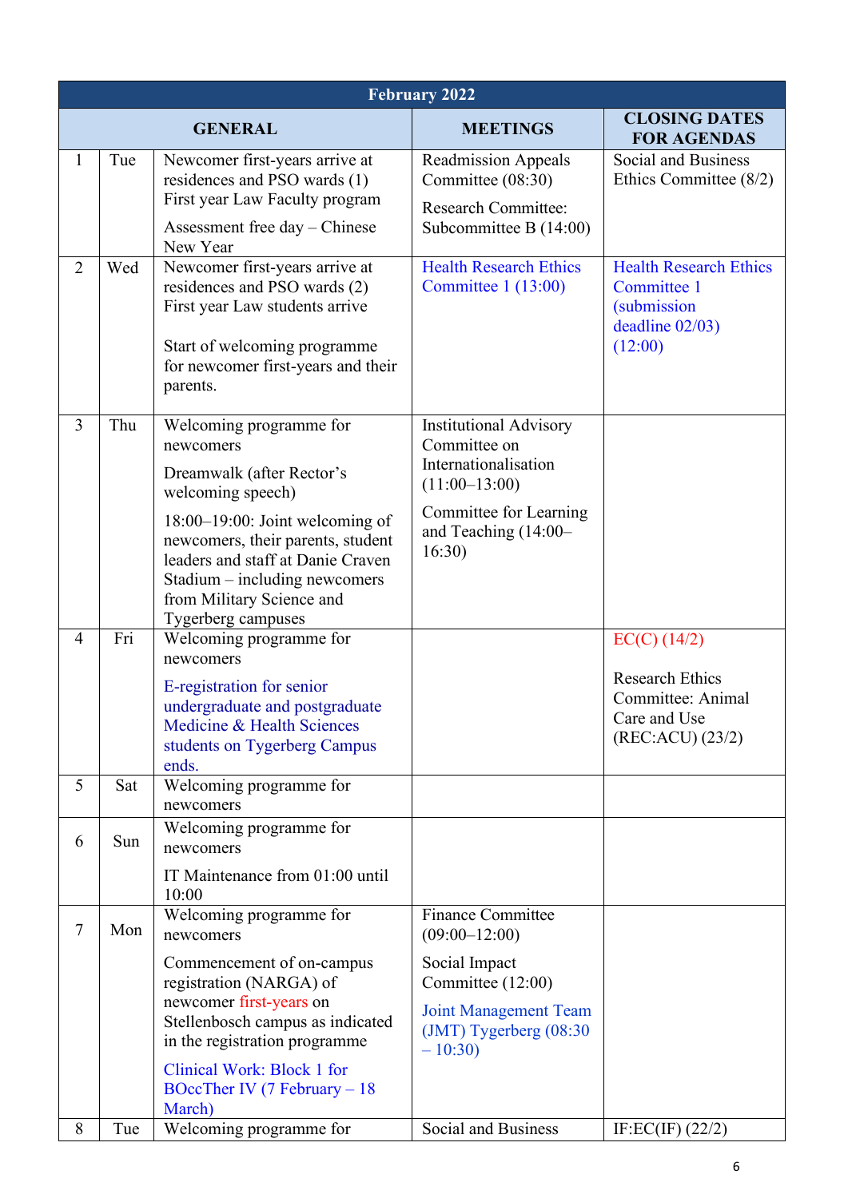| February 2022 | | | | |
|---|---|---|---|---|
| GENERAL | | | MEETINGS | CLOSING DATES FOR AGENDAS |
| 1 | Tue | Newcomer first-years arrive at residences and PSO wards (1)<br>First year Law Faculty program<br>Assessment free day – Chinese New Year | Readmission Appeals Committee (08:30)<br>Research Committee: Subcommittee B (14:00) | Social and Business Ethics Committee (8/2) |
| 2 | Wed | Newcomer first-years arrive at residences and PSO wards (2)<br>First year Law students arrive<br>Start of welcoming programme for newcomer first-years and their parents. | Health Research Ethics Committee 1 (13:00) | Health Research Ethics Committee 1 (submission deadline 02/03) (12:00) |
| 3 | Thu | Welcoming programme for newcomers<br>Dreamwalk (after Rector's welcoming speech)<br>18:00–19:00: Joint welcoming of newcomers, their parents, student leaders and staff at Danie Craven Stadium – including newcomers from Military Science and Tygerberg campuses | Institutional Advisory Committee on Internationalisation (11:00–13:00)<br>Committee for Learning and Teaching (14:00–16:30) | |
| 4 | Fri | Welcoming programme for newcomers<br>E-registration for senior undergraduate and postgraduate Medicine & Health Sciences students on Tygerberg Campus ends. | | EC(C) (14/2)<br>Research Ethics Committee: Animal Care and Use (REC:ACU) (23/2) |
| 5 | Sat | Welcoming programme for newcomers | | |
| 6 | Sun | Welcoming programme for newcomers<br>IT Maintenance from 01:00 until 10:00 | | |
| 7 | Mon | Welcoming programme for newcomers<br>Commencement of on-campus registration (NARGA) of newcomer first-years on Stellenbosch campus as indicated in the registration programme<br>Clinical Work: Block 1 for BOccTher IV (7 February – 18 March) | Finance Committee (09:00–12:00)<br>Social Impact Committee (12:00)<br>Joint Management Team (JMT) Tygerberg (08:30 – 10:30) | |
| 8 | Tue | Welcoming programme for | Social and Business | IF:EC(IF) (22/2) |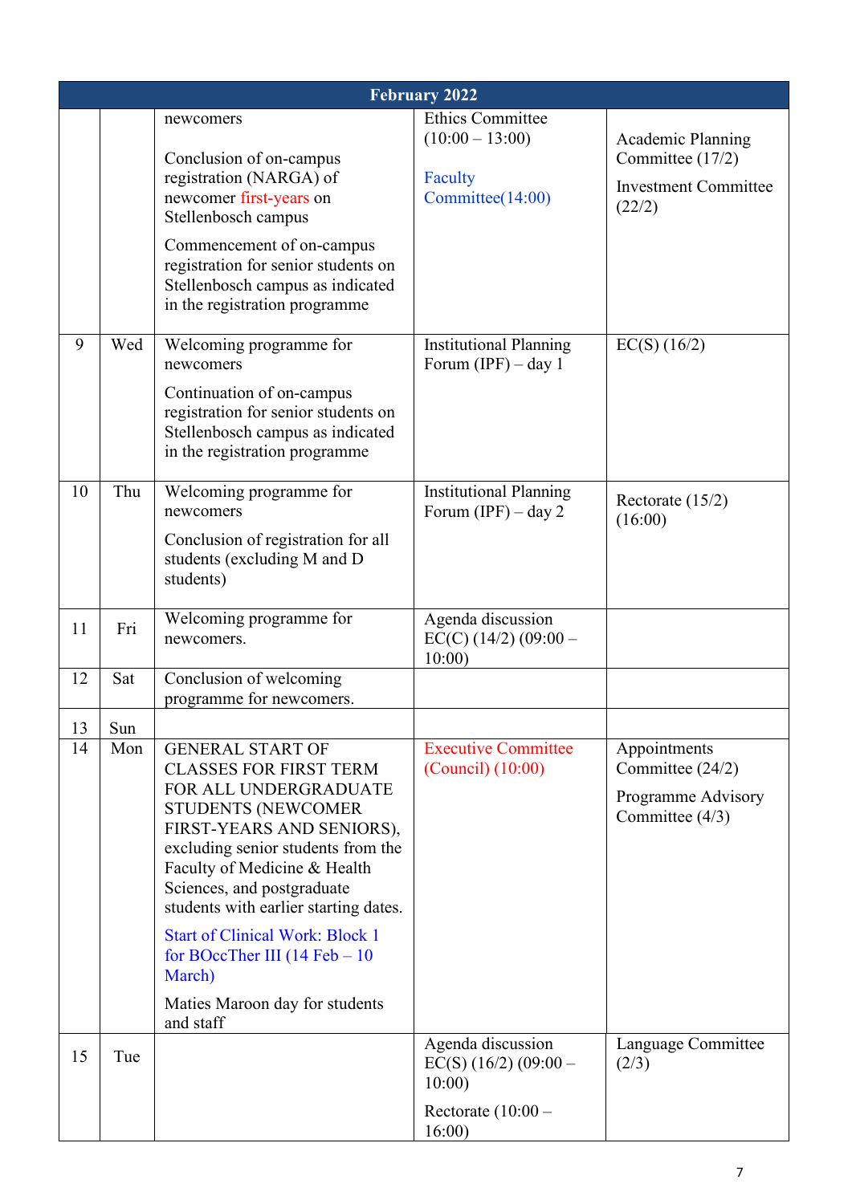| February 2022 | | | | |
|---|---|---|---|---|
| | | newcomers<br><br>Conclusion of on-campus registration (NARGA) of newcomer first-years on Stellenbosch campus<br><br>Commencement of on-campus registration for senior students on Stellenbosch campus as indicated in the registration programme | Ethics Committee (10:00 – 13:00)<br><br>Faculty Committee(14:00) | Academic Planning Committee (17/2)<br><br>Investment Committee (22/2) |
| 9 | Wed | Welcoming programme for newcomers<br><br>Continuation of on-campus registration for senior students on Stellenbosch campus as indicated in the registration programme | Institutional Planning Forum (IPF) – day 1 | EC(S) (16/2) |
| 10 | Thu | Welcoming programme for newcomers<br><br>Conclusion of registration for all students (excluding M and D students) | Institutional Planning Forum (IPF) – day 2 | Rectorate (15/2) (16:00) |
| 11 | Fri | Welcoming programme for newcomers. | Agenda discussion EC(C) (14/2) (09:00 – 10:00) | |
| 12 | Sat | Conclusion of welcoming programme for newcomers. | | |
| 13 | Sun | | | |
| 14 | Mon | GENERAL START OF CLASSES FOR FIRST TERM FOR ALL UNDERGRADUATE STUDENTS (NEWCOMER FIRST-YEARS AND SENIORS), excluding senior students from the Faculty of Medicine & Health Sciences, and postgraduate students with earlier starting dates.<br><br>Start of Clinical Work: Block 1 for BOccTher III (14 Feb – 10 March)<br><br>Maties Maroon day for students and staff | Executive Committee (Council) (10:00) | Appointments Committee (24/2)<br><br>Programme Advisory Committee (4/3) |
| 15 | Tue | | Agenda discussion EC(S) (16/2) (09:00 – 10:00)<br><br>Rectorate (10:00 – 16:00) | Language Committee (2/3) |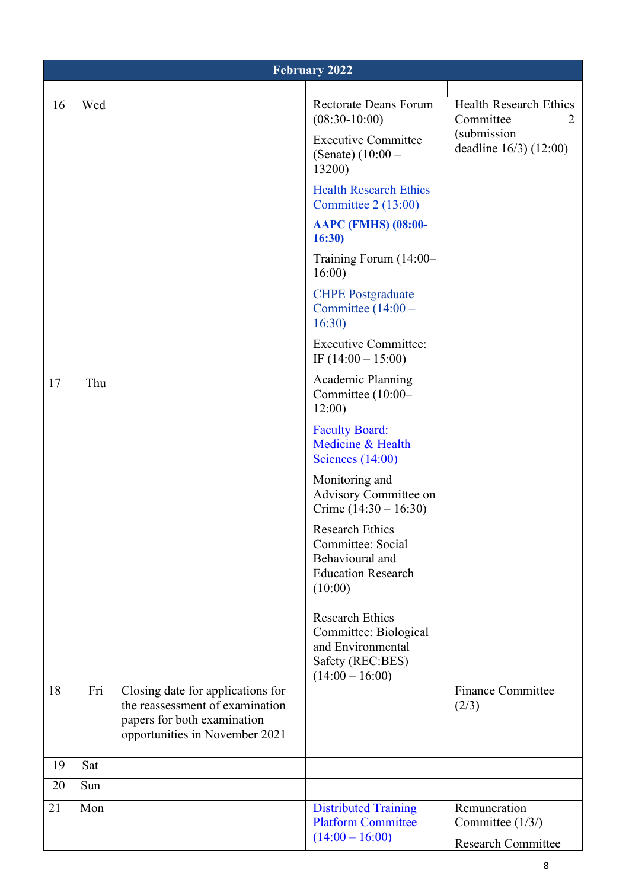| February 2022 | | | | |
|---|---|---|---|---|
| | | | | |
| 16 | Wed | | Rectorate Deans Forum (08:30-10:00)<br><br>Executive Committee (Senate) (10:00 – 13200)<br><br>Health Research Ethics Committee 2 (13:00)<br><br>**AAPC (FMHS) (08:00-16:30)**<br><br>Training Forum (14:00–16:00)<br><br>CHPE Postgraduate Committee (14:00 – 16:30)<br><br>Executive Committee: IF (14:00 – 15:00) | Health Research Ethics Committee 2 (submission deadline 16/3) (12:00) |
| 17 | Thu | | Academic Planning Committee (10:00–12:00)<br><br>Faculty Board: Medicine & Health Sciences (14:00)<br><br>Monitoring and Advisory Committee on Crime (14:30 – 16:30)<br><br>Research Ethics Committee: Social Behavioural and Education Research (10:00)<br><br>Research Ethics Committee: Biological and Environmental Safety (REC:BES) (14:00 – 16:00) | |
| 18 | Fri | Closing date for applications for the reassessment of examination papers for both examination opportunities in November 2021 | | Finance Committee (2/3) |
| 19 | Sat | | | |
| 20 | Sun | | | |
| 21 | Mon | | Distributed Training Platform Committee (14:00 – 16:00) | Remuneration Committee (1/3/)<br><br>Research Committee |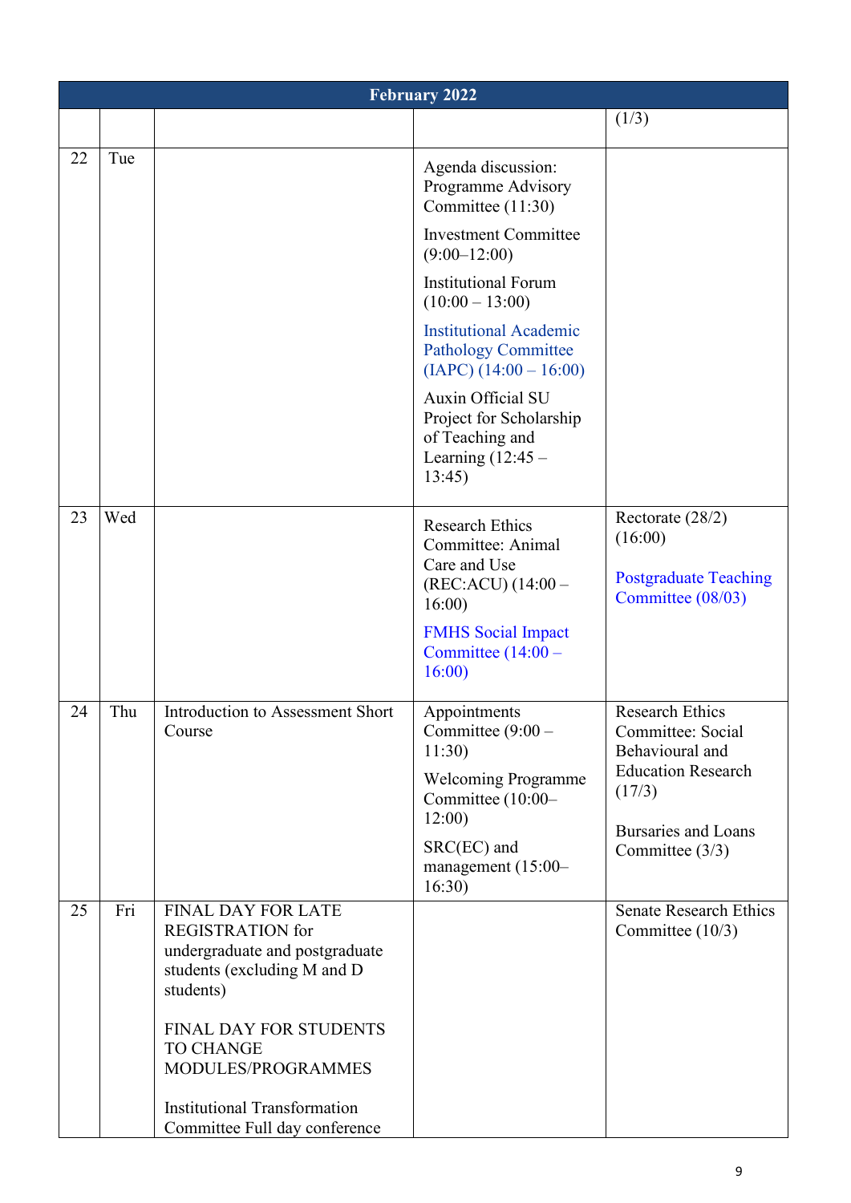| February 2022 | | | | |
|---|---|---|---|---|
| | | | | (1/3) |
| 22 | Tue | | Agenda discussion: Programme Advisory Committee (11:30)<br><br>Investment Committee (9:00–12:00)<br><br>Institutional Forum (10:00 – 13:00)<br><br>Institutional Academic Pathology Committee (IAPC) (14:00 – 16:00)<br><br>Auxin Official SU Project for Scholarship of Teaching and Learning (12:45 – 13:45) | |
| 23 | Wed | | Research Ethics Committee: Animal Care and Use (REC:ACU) (14:00 – 16:00)<br><br>FMHS Social Impact Committee (14:00 – 16:00) | Rectorate (28/2) (16:00)<br><br>Postgraduate Teaching Committee (08/03) |
| 24 | Thu | Introduction to Assessment Short Course | Appointments Committee (9:00 – 11:30)<br><br>Welcoming Programme Committee (10:00–12:00)<br><br>SRC(EC) and management (15:00–16:30) | Research Ethics Committee: Social Behavioural and Education Research (17/3)<br><br>Bursaries and Loans Committee (3/3) |
| 25 | Fri | FINAL DAY FOR LATE REGISTRATION for undergraduate and postgraduate students (excluding M and D students)<br><br>FINAL DAY FOR STUDENTS TO CHANGE MODULES/PROGRAMMES<br><br>Institutional Transformation Committee Full day conference | | Senate Research Ethics Committee (10/3) |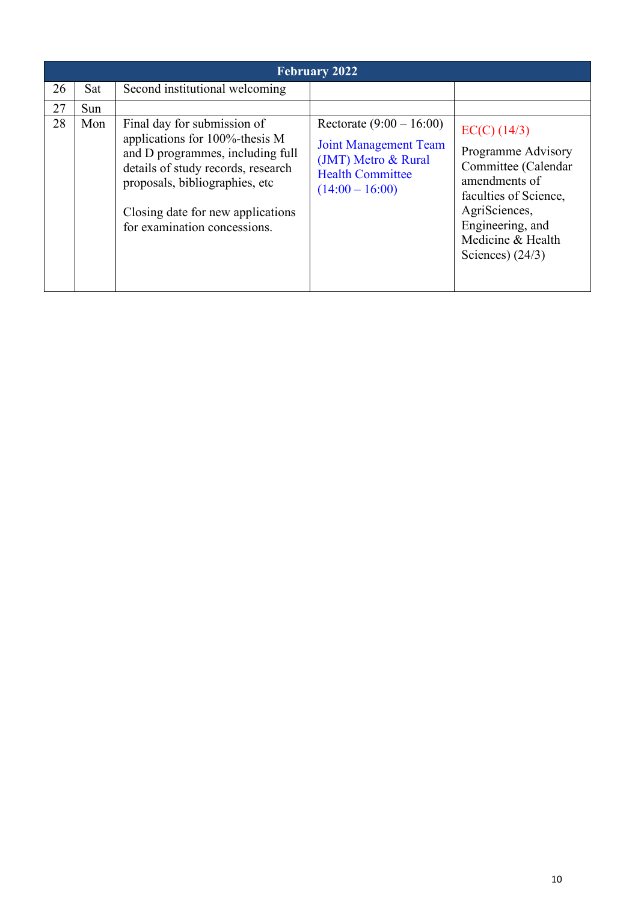| February 2022 | | | | |
|---|---|---|---|---|
| 26 | Sat | Second institutional welcoming | | |
| 27 | Sun | | | |
| 28 | Mon | Final day for submission of applications for 100%-thesis M and D programmes, including full details of study records, research proposals, bibliographies, etc<br><br>Closing date for new applications for examination concessions. | Rectorate (9:00 – 16:00)<br><br>Joint Management Team (JMT) Metro & Rural Health Committee (14:00 – 16:00) | EC(C) (14/3)<br><br>Programme Advisory Committee (Calendar amendments of faculties of Science, AgriSciences, Engineering, and Medicine & Health Sciences) (24/3) |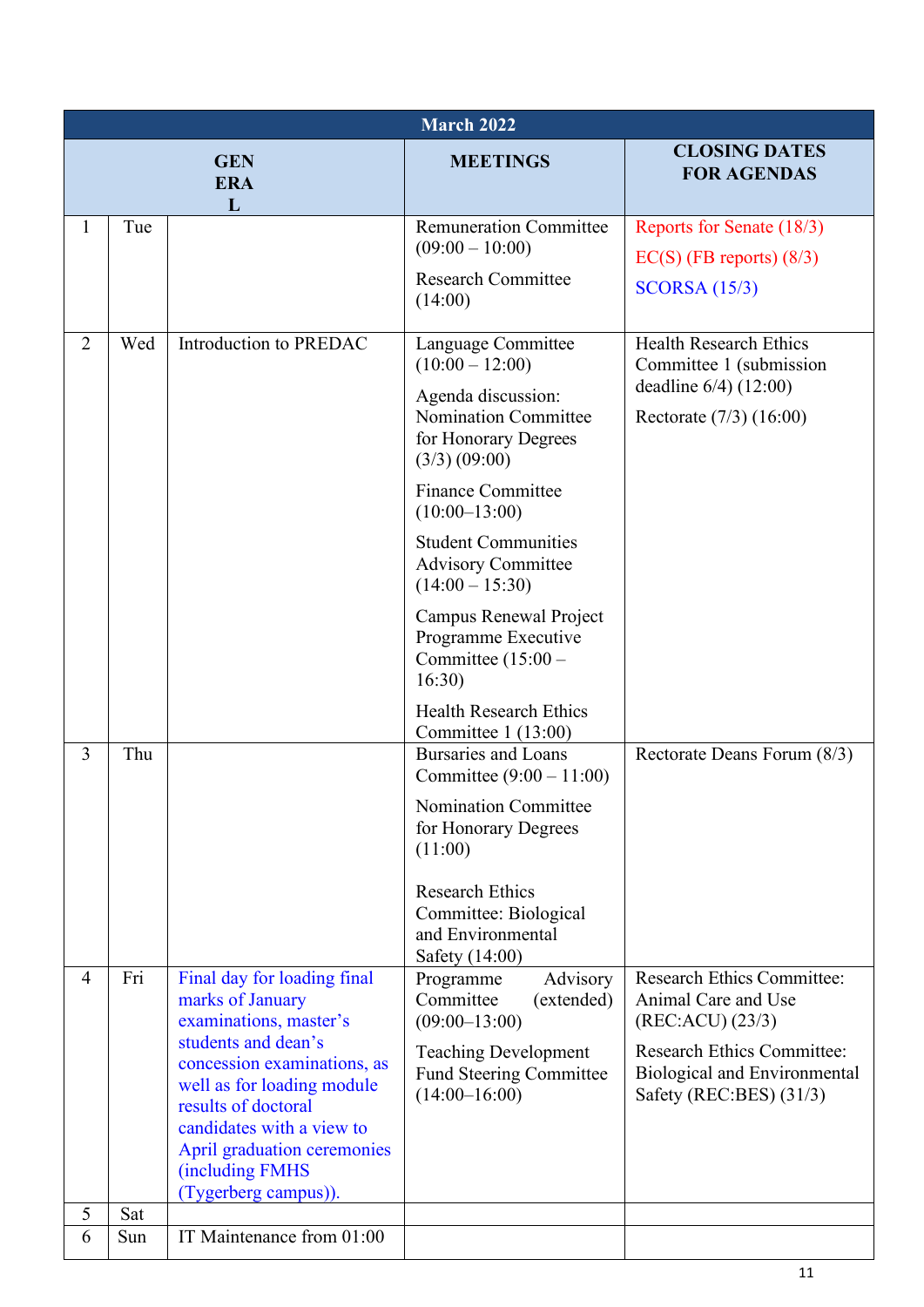| March 2022 | | | | |
|---|---|---|---|---|
| | | GENERAL | MEETINGS | CLOSING DATES FOR AGENDAS |
| 1 | Tue | | Remuneration Committee (09:00 – 10:00)<br>Research Committee (14:00) | Reports for Senate (18/3)<br>EC(S) (FB reports) (8/3)<br>SCORSA (15/3) |
| 2 | Wed | Introduction to PREDAC | Language Committee (10:00 – 12:00)<br>Agenda discussion: Nomination Committee for Honorary Degrees (3/3) (09:00)<br>Finance Committee (10:00–13:00)<br>Student Communities Advisory Committee (14:00 – 15:30)<br>Campus Renewal Project Programme Executive Committee (15:00 – 16:30)<br>Health Research Ethics Committee 1 (13:00) | Health Research Ethics Committee 1 (submission deadline 6/4) (12:00)<br>Rectorate (7/3) (16:00) |
| 3 | Thu | | Bursaries and Loans Committee (9:00 – 11:00)<br>Nomination Committee for Honorary Degrees (11:00)<br>Research Ethics Committee: Biological and Environmental Safety (14:00) | Rectorate Deans Forum (8/3) |
| 4 | Fri | Final day for loading final marks of January examinations, master's students and dean's concession examinations, as well as for loading module results of doctoral candidates with a view to April graduation ceremonies (including FMHS (Tygerberg campus)). | Programme Advisory Committee (extended) (09:00–13:00)<br>Teaching Development Fund Steering Committee (14:00–16:00) | Research Ethics Committee: Animal Care and Use (REC:ACU) (23/3)<br>Research Ethics Committee: Biological and Environmental Safety (REC:BES) (31/3) |
| 5 | Sat | | | |
| 6 | Sun | IT Maintenance from 01:00 | | |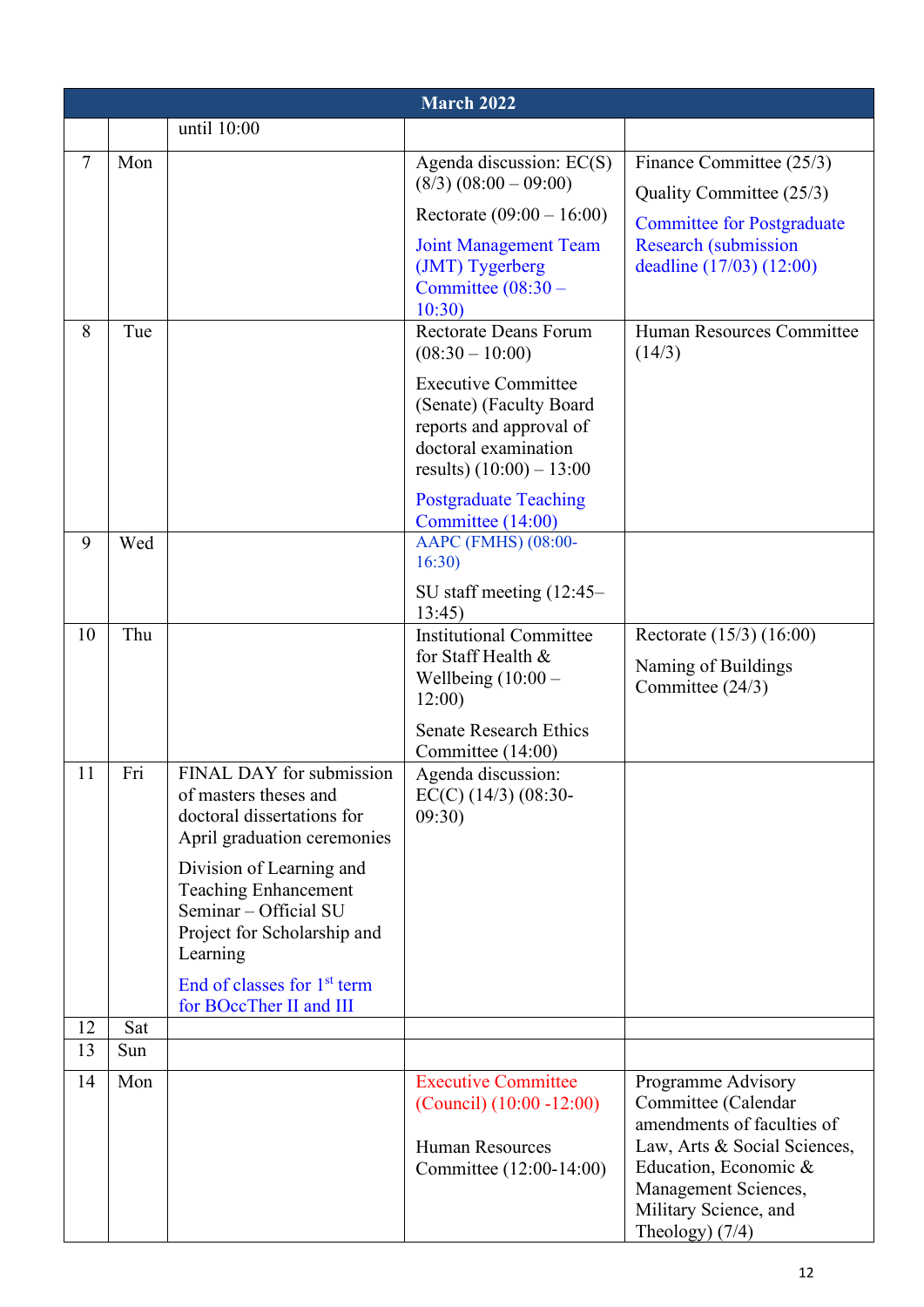| March 2022 | | | | |
|---|---|---|---|---|
| | | until 10:00 | | |
| 7 | Mon | | Agenda discussion: EC(S) (8/3) (08:00 – 09:00)<br><br>Rectorate (09:00 – 16:00)<br><br>Joint Management Team (JMT) Tygerberg Committee (08:30 – 10:30) | Finance Committee (25/3)<br><br>Quality Committee (25/3)<br><br>Committee for Postgraduate Research (submission deadline (17/03) (12:00) |
| 8 | Tue | | Rectorate Deans Forum (08:30 – 10:00)<br><br>Executive Committee (Senate) (Faculty Board reports and approval of doctoral examination results) (10:00) – 13:00<br><br>Postgraduate Teaching Committee (14:00) | Human Resources Committee (14/3) |
| 9 | Wed | | AAPC (FMHS) (08:00-16:30)<br><br>SU staff meeting (12:45–13:45) | |
| 10 | Thu | | Institutional Committee for Staff Health & Wellbeing (10:00 – 12:00)<br><br>Senate Research Ethics Committee (14:00) | Rectorate (15/3) (16:00)<br><br>Naming of Buildings Committee (24/3) |
| 11 | Fri | FINAL DAY for submission of masters theses and doctoral dissertations for April graduation ceremonies<br><br>Division of Learning and Teaching Enhancement Seminar – Official SU Project for Scholarship and Learning<br><br>End of classes for 1st term for BOccTher II and III | Agenda discussion: EC(C) (14/3) (08:30-09:30) | |
| 12 | Sat | | | |
| 13 | Sun | | | |
| 14 | Mon | | Executive Committee (Council) (10:00 -12:00)<br><br>Human Resources Committee (12:00-14:00) | Programme Advisory Committee (Calendar amendments of faculties of Law, Arts & Social Sciences, Education, Economic & Management Sciences, Military Science, and Theology) (7/4) |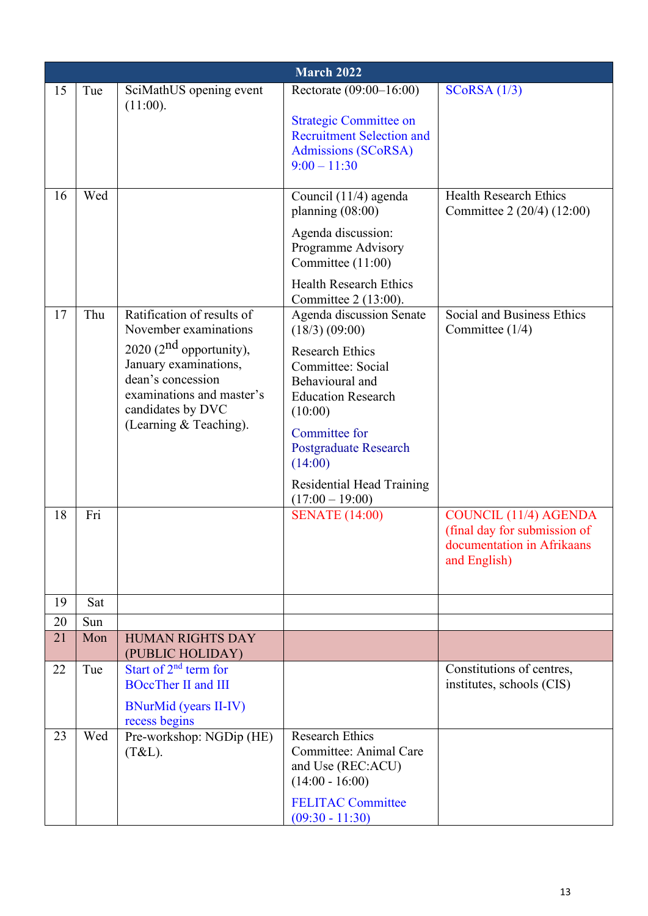| March 2022 | | | | |
|---|---|---|---|---|
| 15 | Tue | SciMathUS opening event (11:00). | Rectorate (09:00–16:00)<br><br>Strategic Committee on Recruitment Selection and Admissions (SCoRSA) 9:00 – 11:30 | SCoRSA (1/3) |
| 16 | Wed | | Council (11/4) agenda planning (08:00)<br><br>Agenda discussion: Programme Advisory Committee (11:00)<br><br>Health Research Ethics Committee 2 (13:00). | Health Research Ethics Committee 2 (20/4) (12:00) |
| 17 | Thu | Ratification of results of November examinations 2020 (2nd opportunity), January examinations, dean's concession examinations and master's candidates by DVC (Learning & Teaching). | Agenda discussion Senate (18/3) (09:00)<br><br>Research Ethics Committee: Social Behavioural and Education Research (10:00)<br><br>Committee for Postgraduate Research (14:00)<br><br>Residential Head Training (17:00 – 19:00) | Social and Business Ethics Committee (1/4) |
| 18 | Fri | | SENATE (14:00) | COUNCIL (11/4) AGENDA (final day for submission of documentation in Afrikaans and English) |
| 19 | Sat | | | |
| 20 | Sun | | | |
| 21 | Mon | HUMAN RIGHTS DAY (PUBLIC HOLIDAY) | | |
| 22 | Tue | Start of 2nd term for BOccTher II and III<br><br>BNurMid (years II-IV) recess begins | | Constitutions of centres, institutes, schools (CIS) |
| 23 | Wed | Pre-workshop: NGDip (HE) (T&L). | Research Ethics Committee: Animal Care and Use (REC:ACU) (14:00 - 16:00)<br><br>FELITAC Committee (09:30 - 11:30) | |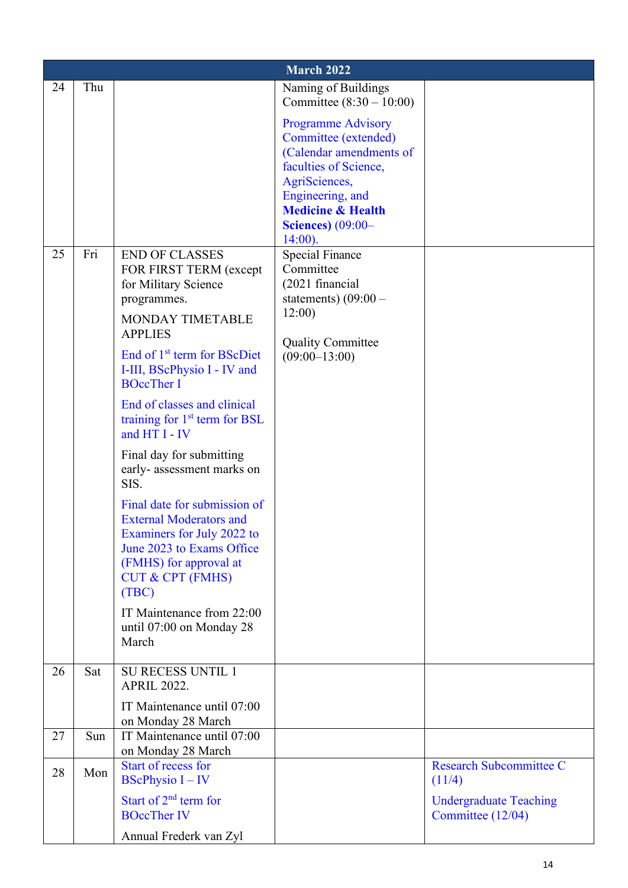| March 2022 | | | | |
|---|---|---|---|---|
| 24 | Thu | | Naming of Buildings Committee (8:30 – 10:00)<br><br>Programme Advisory Committee (extended) (Calendar amendments of faculties of Science, AgriSciences, Engineering, and **Medicine & Health Sciences)** (09:00–14:00). | |
| 25 | Fri | END OF CLASSES FOR FIRST TERM (except for Military Science programmes.<br><br>MONDAY TIMETABLE APPLIES<br><br>End of 1st term for BScDiet I-III, BScPhysio I - IV and BOccTher I<br><br>End of classes and clinical training for 1st term for BSL and HT I - IV<br><br>Final day for submitting early- assessment marks on SIS.<br><br>Final date for submission of External Moderators and Examiners for July 2022 to June 2023 to Exams Office (FMHS) for approval at CUT & CPT (FMHS) (TBC)<br><br>IT Maintenance from 22:00 until 07:00 on Monday 28 March | Special Finance Committee (2021 financial statements) (09:00 – 12:00)<br><br>Quality Committee (09:00–13:00) | |
| 26 | Sat | SU RECESS UNTIL 1 APRIL 2022.<br><br>IT Maintenance until 07:00 on Monday 28 March | | |
| 27 | Sun | IT Maintenance until 07:00 on Monday 28 March | | |
| 28 | Mon | Start of recess for BScPhysio I – IV<br><br>Start of 2nd term for BOccTher IV<br><br>Annual Frederk van Zyl | | Research Subcommittee C (11/4)<br><br>Undergraduate Teaching Committee (12/04) |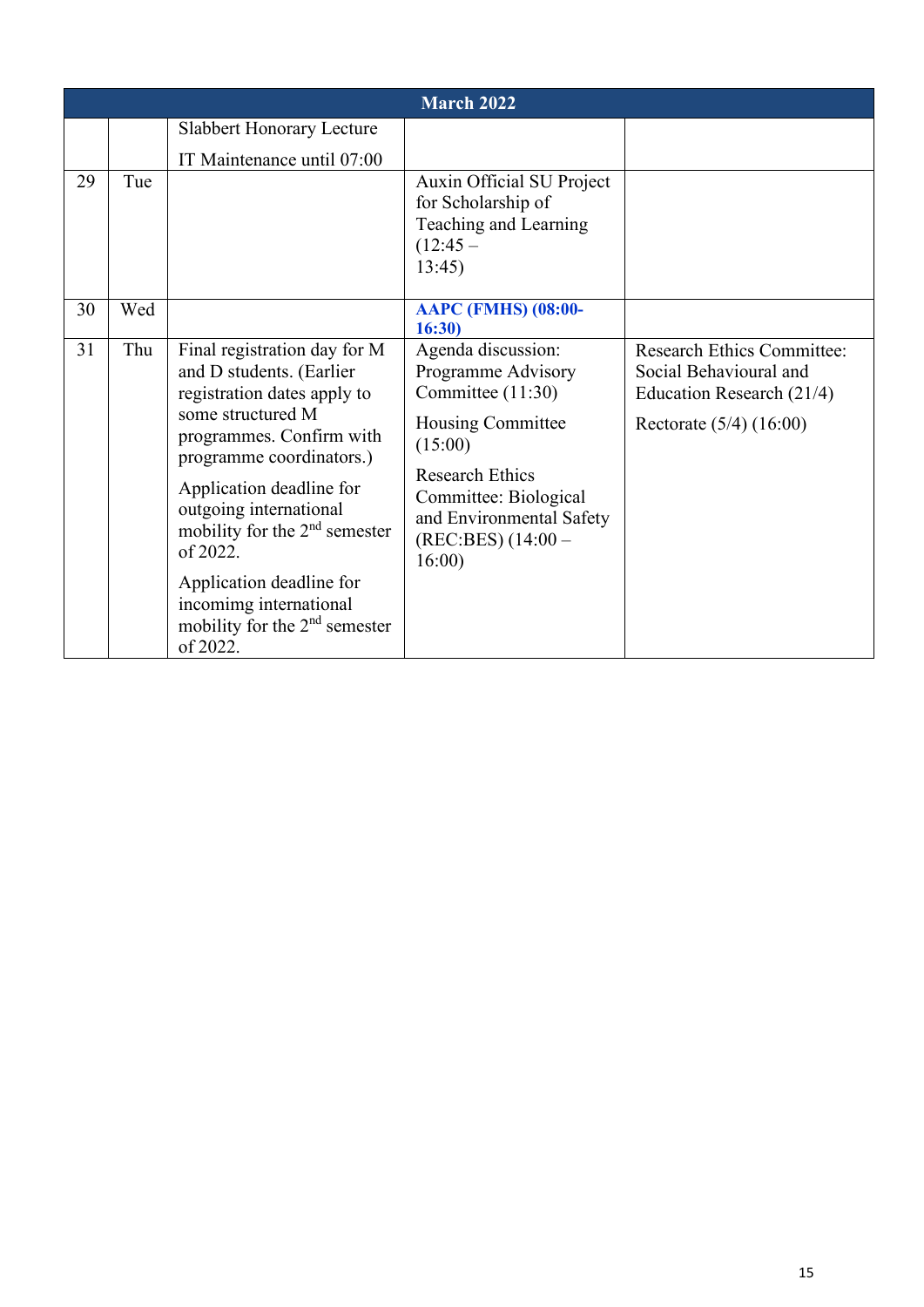| March 2022 | | | | |
|---|---|---|---|---|
| | | Slabbert Honorary Lecture<br><br>IT Maintenance until 07:00 | | |
| 29 | Tue | | Auxin Official SU Project for Scholarship of Teaching and Learning (12:45 – 13:45) | |
| 30 | Wed | | **AAPC (FMHS) (08:00-16:30)** | |
| 31 | Thu | Final registration day for M and D students. (Earlier registration dates apply to some structured M programmes. Confirm with programme coordinators.)<br><br>Application deadline for outgoing international mobility for the 2nd semester of 2022.<br><br>Application deadline for incomimg international mobility for the 2nd semester of 2022. | Agenda discussion: Programme Advisory Committee (11:30)<br><br>Housing Committee (15:00)<br><br>Research Ethics Committee: Biological and Environmental Safety (REC:BES) (14:00 – 16:00) | Research Ethics Committee: Social Behavioural and Education Research (21/4)<br><br>Rectorate (5/4) (16:00) |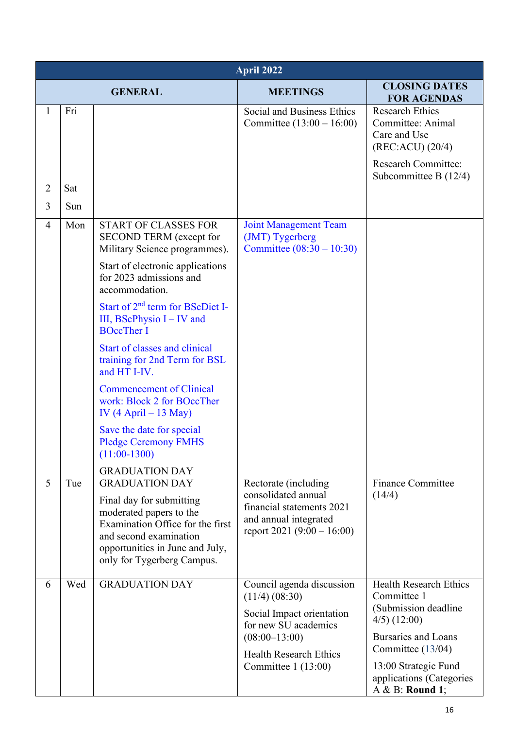| April 2022 | | | | |
|---|---|---|---|---|
| **GENERAL** | | | **MEETINGS** | **CLOSING DATES FOR AGENDAS** |
| 1 | Fri | | Social and Business Ethics Committee (13:00 – 16:00) | Research Ethics Committee: Animal Care and Use (REC:ACU) (20/4)<br><br>Research Committee: Subcommittee B (12/4) |
| 2 | Sat | | | |
| 3 | Sun | | | |
| 4 | Mon | START OF CLASSES FOR SECOND TERM (except for Military Science programmes).<br><br>Start of electronic applications for 2023 admissions and accommodation.<br><br>Start of 2nd term for BScDiet I-III, BScPhysio I – IV and BOccTher I<br><br>Start of classes and clinical training for 2nd Term for BSL and HT I-IV.<br><br>Commencement of Clinical work: Block 2 for BOccTher IV (4 April – 13 May)<br><br>Save the date for special Pledge Ceremony FMHS (11:00-1300)<br><br>GRADUATION DAY | Joint Management Team (JMT) Tygerberg Committee (08:30 – 10:30) | |
| 5 | Tue | GRADUATION DAY<br><br>Final day for submitting moderated papers to the Examination Office for the first and second examination opportunities in June and July, only for Tygerberg Campus. | Rectorate (including consolidated annual financial statements 2021 and annual integrated report 2021 (9:00 – 16:00) | Finance Committee (14/4) |
| 6 | Wed | GRADUATION DAY | Council agenda discussion (11/4) (08:30)<br><br>Social Impact orientation for new SU academics (08:00–13:00)<br><br>Health Research Ethics Committee 1 (13:00) | Health Research Ethics Committee 1 (Submission deadline 4/5) (12:00)<br><br>Bursaries and Loans Committee (13/04)<br><br>13:00 Strategic Fund applications (Categories A & B: **Round 1**; |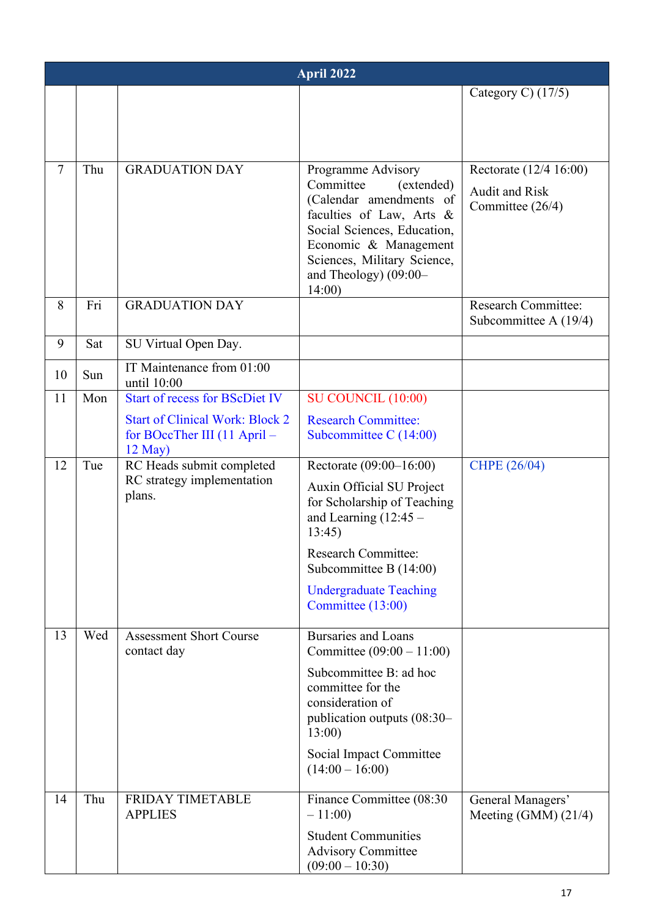| April 2022 | | | | |
|---|---|---|---|---|
| | | | | Category C) (17/5) |
| 7 | Thu | GRADUATION DAY | Programme Advisory Committee (extended) (Calendar amendments of faculties of Law, Arts & Social Sciences, Education, Economic & Management Sciences, Military Science, and Theology) (09:00–14:00) | Rectorate (12/4 16:00)<br>Audit and Risk Committee (26/4) |
| 8 | Fri | GRADUATION DAY | | Research Committee: Subcommittee A (19/4) |
| 9 | Sat | SU Virtual Open Day. | | |
| 10 | Sun | IT Maintenance from 01:00 until 10:00 | | |
| 11 | Mon | Start of recess for BScDiet IV<br>Start of Clinical Work: Block 2 for BOccTher III (11 April – 12 May) | SU COUNCIL (10:00)<br>Research Committee: Subcommittee C (14:00) | |
| 12 | Tue | RC Heads submit completed RC strategy implementation plans. | Rectorate (09:00–16:00)<br>Auxin Official SU Project for Scholarship of Teaching and Learning (12:45 – 13:45)<br>Research Committee: Subcommittee B (14:00)<br>Undergraduate Teaching Committee (13:00) | CHPE (26/04) |
| 13 | Wed | Assessment Short Course contact day | Bursaries and Loans Committee (09:00 – 11:00)<br>Subcommittee B: ad hoc committee for the consideration of publication outputs (08:30–13:00)<br>Social Impact Committee (14:00 – 16:00) | |
| 14 | Thu | FRIDAY TIMETABLE APPLIES | Finance Committee (08:30 – 11:00)<br>Student Communities Advisory Committee (09:00 – 10:30) | General Managers' Meeting (GMM) (21/4) |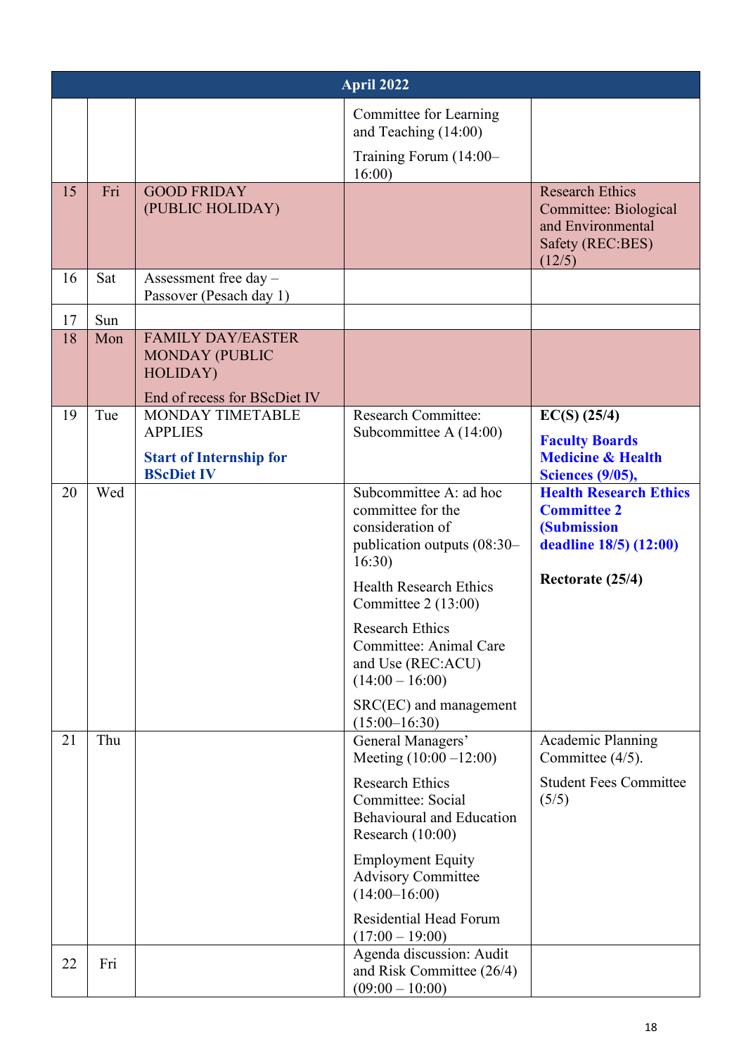| April 2022 | | | | |
|---|---|---|---|---|
| | | | Committee for Learning and Teaching (14:00)<br>Training Forum (14:00–16:00) | |
| 15 | Fri | GOOD FRIDAY (PUBLIC HOLIDAY) | | Research Ethics Committee: Biological and Environmental Safety (REC:BES) (12/5) |
| 16 | Sat | Assessment free day – Passover (Pesach day 1) | | |
| 17 | Sun | | | |
| 18 | Mon | FAMILY DAY/EASTER MONDAY (PUBLIC HOLIDAY)<br>End of recess for BScDiet IV | | |
| 19 | Tue | MONDAY TIMETABLE APPLIES<br>**Start of Internship for BScDiet IV** | Research Committee: Subcommittee A (14:00) | **EC(S) (25/4)**<br>**Faculty Boards Medicine & Health Sciences (9/05),** |
| 20 | Wed | | Subcommittee A: ad hoc committee for the consideration of publication outputs (08:30–16:30)<br>Health Research Ethics Committee 2 (13:00)<br>Research Ethics Committee: Animal Care and Use (REC:ACU) (14:00 – 16:00)<br>SRC(EC) and management (15:00–16:30) | **Health Research Ethics Committee 2 (Submission deadline 18/5) (12:00)**<br>**Rectorate (25/4)** |
| 21 | Thu | | General Managers' Meeting (10:00 –12:00)<br>Research Ethics Committee: Social Behavioural and Education Research (10:00)<br>Employment Equity Advisory Committee (14:00–16:00)<br>Residential Head Forum (17:00 – 19:00) | Academic Planning Committee (4/5).<br>Student Fees Committee (5/5) |
| 22 | Fri | | Agenda discussion: Audit and Risk Committee (26/4) (09:00 – 10:00) | |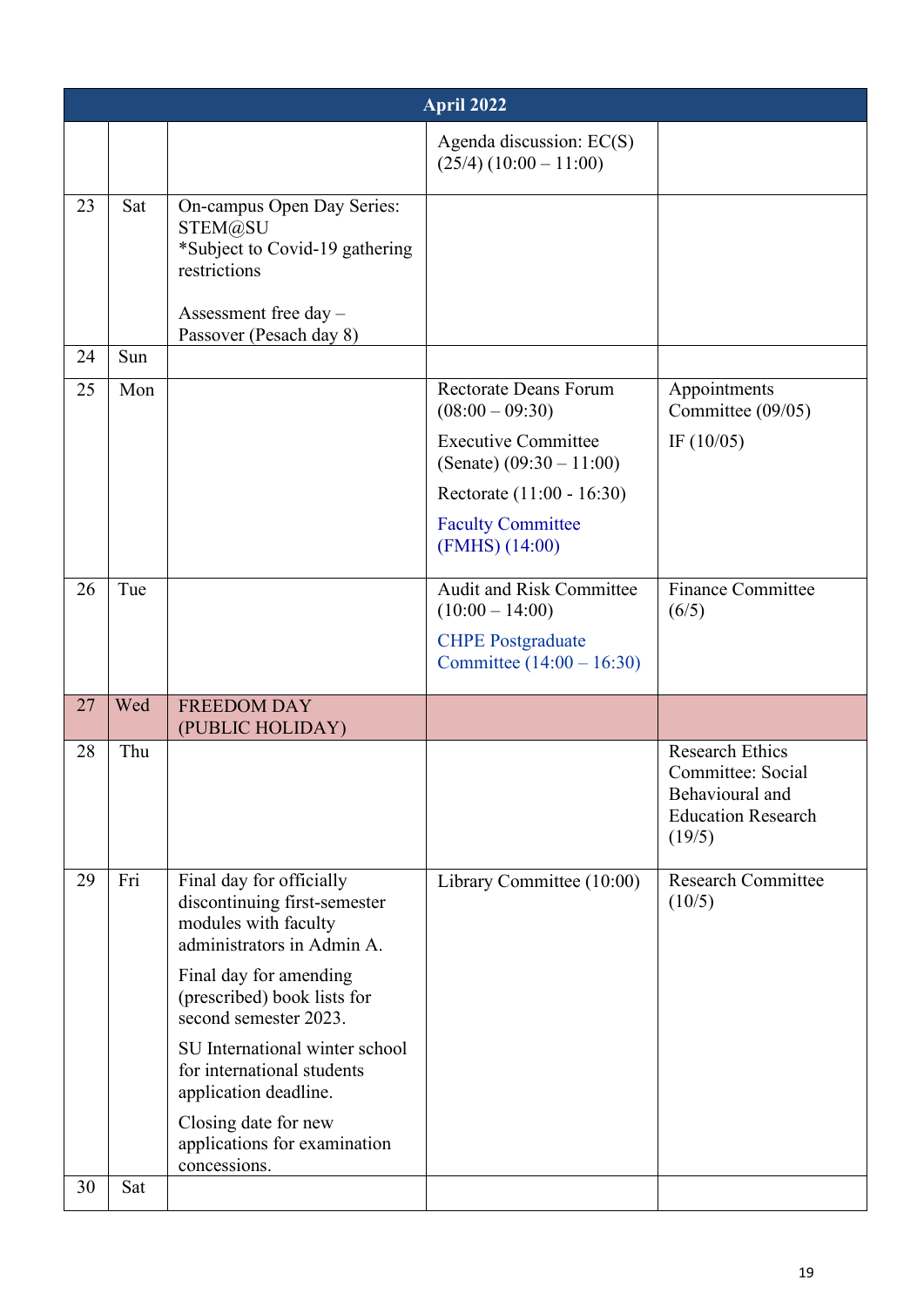| April 2022 | | | | |
|---|---|---|---|---|
| | | | Agenda discussion: EC(S) (25/4) (10:00 – 11:00) | |
| 23 | Sat | On-campus Open Day Series: STEM@SU<br>*Subject to Covid-19 gathering restrictions<br><br>Assessment free day – Passover (Pesach day 8) | | |
| 24 | Sun | | | |
| 25 | Mon | | Rectorate Deans Forum (08:00 – 09:30)<br>Executive Committee (Senate) (09:30 – 11:00)<br>Rectorate (11:00 - 16:30)<br>Faculty Committee (FMHS) (14:00) | Appointments Committee (09/05)<br>IF (10/05) |
| 26 | Tue | | Audit and Risk Committee (10:00 – 14:00)<br>CHPE Postgraduate Committee (14:00 – 16:30) | Finance Committee (6/5) |
| 27 | Wed | FREEDOM DAY (PUBLIC HOLIDAY) | | |
| 28 | Thu | | | Research Ethics Committee: Social Behavioural and Education Research (19/5) |
| 29 | Fri | Final day for officially discontinuing first-semester modules with faculty administrators in Admin A.<br>Final day for amending (prescribed) book lists for second semester 2023.<br>SU International winter school for international students application deadline.<br>Closing date for new applications for examination concessions. | Library Committee (10:00) | Research Committee (10/5) |
| 30 | Sat | | | |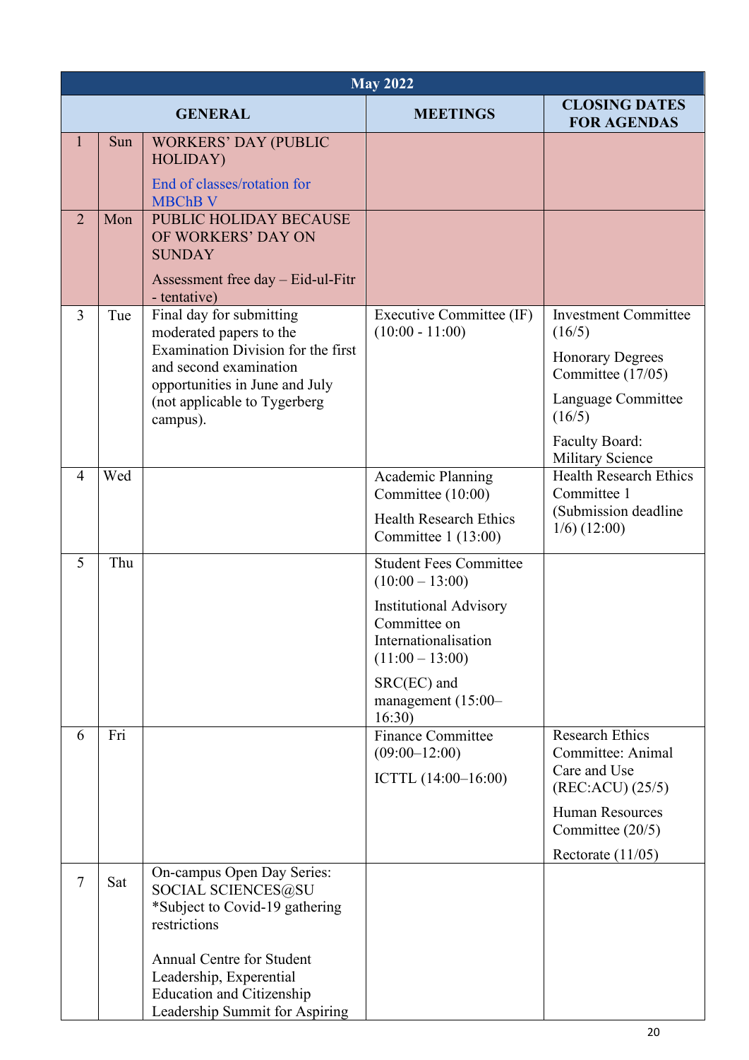| May 2022 | | | | |
|---|---|---|---|---|
| **GENERAL** | | | **MEETINGS** | **CLOSING DATES FOR AGENDAS** |
| 1 | Sun | WORKERS' DAY (PUBLIC HOLIDAY)<br><br>End of classes/rotation for MBChB V | | |
| 2 | Mon | PUBLIC HOLIDAY BECAUSE OF WORKERS' DAY ON SUNDAY<br><br>Assessment free day – Eid-ul-Fitr - tentative) | | |
| 3 | Tue | Final day for submitting moderated papers to the Examination Division for the first and second examination opportunities in June and July (not applicable to Tygerberg campus). | Executive Committee (IF) (10:00 - 11:00) | Investment Committee (16/5)<br><br>Honorary Degrees Committee (17/05)<br><br>Language Committee (16/5)<br><br>Faculty Board: Military Science |
| 4 | Wed | | Academic Planning Committee (10:00)<br><br>Health Research Ethics Committee 1 (13:00) | Health Research Ethics Committee 1 (Submission deadline 1/6) (12:00) |
| 5 | Thu | | Student Fees Committee (10:00 – 13:00)<br><br>Institutional Advisory Committee on Internationalisation (11:00 – 13:00)<br><br>SRC(EC) and management (15:00–16:30) | |
| 6 | Fri | | Finance Committee (09:00–12:00)<br><br>ICTTL (14:00–16:00) | Research Ethics Committee: Animal Care and Use (REC:ACU) (25/5)<br><br>Human Resources Committee (20/5)<br><br>Rectorate (11/05) |
| 7 | Sat | On-campus Open Day Series: SOCIAL SCIENCES@SU *Subject to Covid-19 gathering restrictions<br><br>Annual Centre for Student Leadership, Experential Education and Citizenship Leadership Summit for Aspiring | | |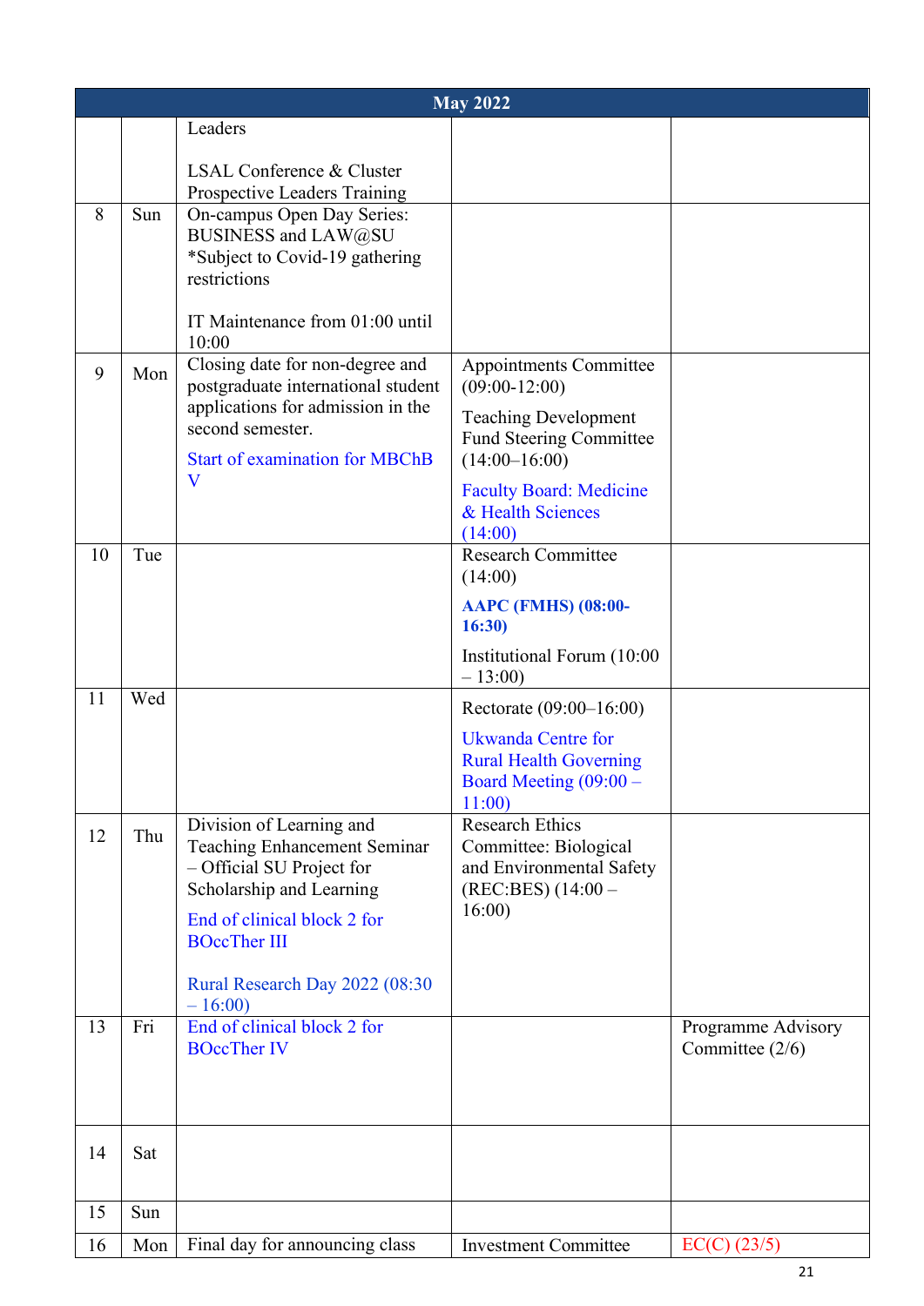| May 2022 | | | | |
|---|---|---|---|---|
| | | Leaders<br><br>LSAL Conference & Cluster Prospective Leaders Training | | |
| 8 | Sun | On-campus Open Day Series: BUSINESS and LAW@SU *Subject to Covid-19 gathering restrictions<br><br>IT Maintenance from 01:00 until 10:00 | | |
| 9 | Mon | Closing date for non-degree and postgraduate international student applications for admission in the second semester.<br><br>Start of examination for MBChB V | Appointments Committee (09:00-12:00)<br><br>Teaching Development Fund Steering Committee (14:00–16:00)<br><br>Faculty Board: Medicine & Health Sciences (14:00) | |
| 10 | Tue | | Research Committee (14:00)<br><br>**AAPC (FMHS) (08:00-16:30)**<br><br>Institutional Forum (10:00 – 13:00) | |
| 11 | Wed | | Rectorate (09:00–16:00)<br><br>Ukwanda Centre for Rural Health Governing Board Meeting (09:00 – 11:00) | |
| 12 | Thu | Division of Learning and Teaching Enhancement Seminar – Official SU Project for Scholarship and Learning<br><br>End of clinical block 2 for BOccTher III<br><br>Rural Research Day 2022 (08:30 – 16:00) | Research Ethics Committee: Biological and Environmental Safety (REC:BES) (14:00 – 16:00) | |
| 13 | Fri | End of clinical block 2 for BOccTher IV | | Programme Advisory Committee (2/6) |
| 14 | Sat | | | |
| 15 | Sun | | | |
| 16 | Mon | Final day for announcing class | Investment Committee | EC(C) (23/5) |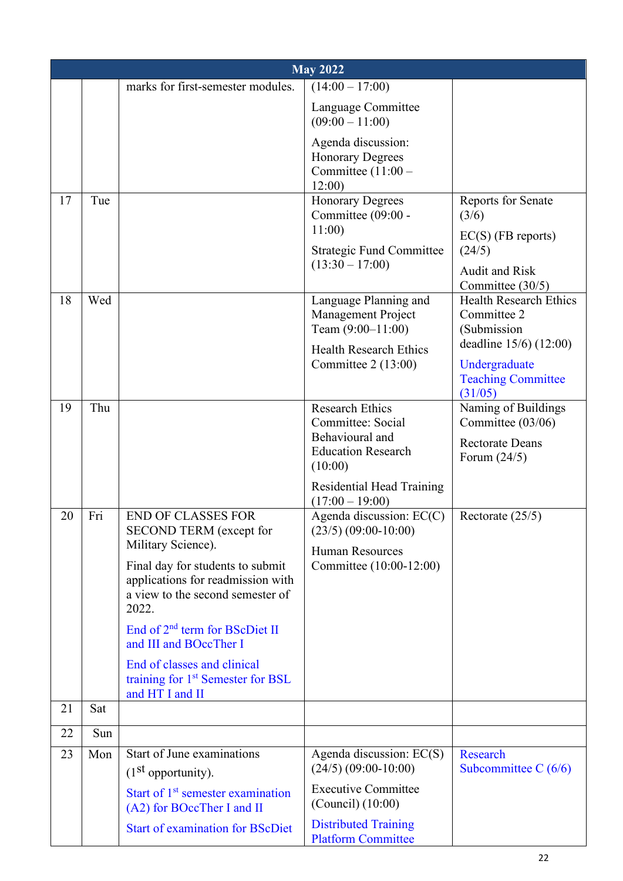| May 2022 | | | | |
|---|---|---|---|---|
| | | marks for first-semester modules. | (14:00 – 17:00)<br><br>Language Committee (09:00 – 11:00)<br><br>Agenda discussion: Honorary Degrees Committee (11:00 – 12:00) | |
| 17 | Tue | | Honorary Degrees Committee (09:00 - 11:00)<br><br>Strategic Fund Committee (13:30 – 17:00) | Reports for Senate (3/6)<br><br>EC(S) (FB reports) (24/5)<br><br>Audit and Risk Committee (30/5) |
| 18 | Wed | | Language Planning and Management Project Team (9:00–11:00)<br><br>Health Research Ethics Committee 2 (13:00) | Health Research Ethics Committee 2 (Submission deadline 15/6) (12:00)<br><br>Undergraduate Teaching Committee (31/05) |
| 19 | Thu | | Research Ethics Committee: Social Behavioural and Education Research (10:00)<br><br>Residential Head Training (17:00 – 19:00) | Naming of Buildings Committee (03/06)<br><br>Rectorate Deans Forum (24/5) |
| 20 | Fri | END OF CLASSES FOR SECOND TERM (except for Military Science).<br><br>Final day for students to submit applications for readmission with a view to the second semester of 2022.<br><br>End of 2nd term for BScDiet II and III and BOccTher I<br><br>End of classes and clinical training for 1st Semester for BSL and HT I and II | Agenda discussion: EC(C) (23/5) (09:00-10:00)<br><br>Human Resources Committee (10:00-12:00) | Rectorate (25/5) |
| 21 | Sat | | | |
| 22 | Sun | | | |
| 23 | Mon | Start of June examinations (1st opportunity).<br><br>Start of 1st semester examination (A2) for BOccTher I and II<br><br>Start of examination for BScDiet | Agenda discussion: EC(S) (24/5) (09:00-10:00)<br><br>Executive Committee (Council) (10:00)<br><br>Distributed Training Platform Committee | Research Subcommittee C (6/6) |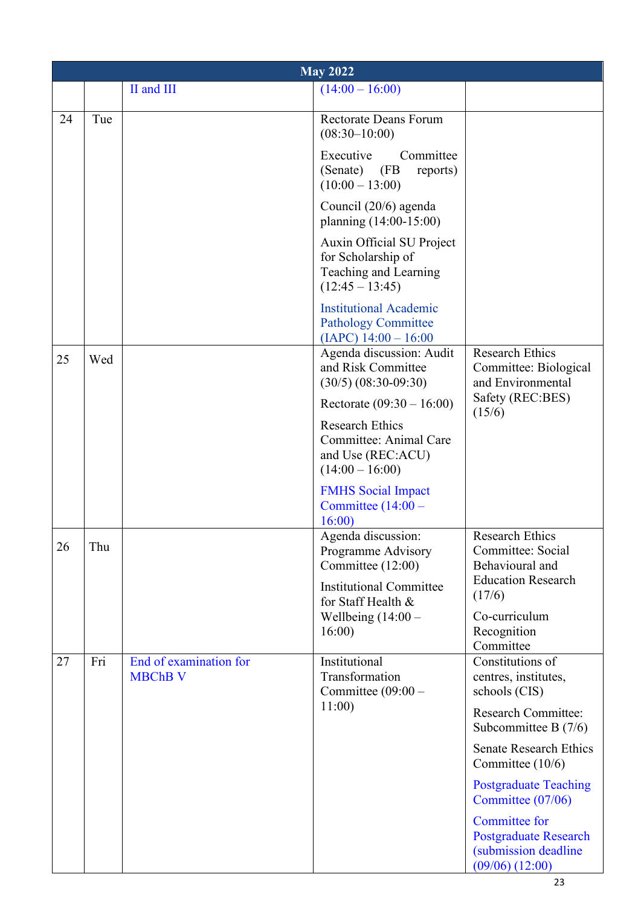| May 2022 | | | | |
|---|---|---|---|---|
| | | II and III | (14:00 – 16:00) | |
| 24 | Tue | | Rectorate Deans Forum (08:30–10:00)<br><br>Executive Committee (Senate) (FB reports) (10:00 – 13:00)<br><br>Council (20/6) agenda planning (14:00-15:00)<br><br>Auxin Official SU Project for Scholarship of Teaching and Learning (12:45 – 13:45)<br><br>Institutional Academic Pathology Committee (IAPC) 14:00 – 16:00 | |
| 25 | Wed | | Agenda discussion: Audit and Risk Committee (30/5) (08:30-09:30)<br><br>Rectorate (09:30 – 16:00)<br><br>Research Ethics Committee: Animal Care and Use (REC:ACU) (14:00 – 16:00)<br><br>FMHS Social Impact Committee (14:00 – 16:00) | Research Ethics Committee: Biological and Environmental Safety (REC:BES) (15/6) |
| 26 | Thu | | Agenda discussion: Programme Advisory Committee (12:00)<br><br>Institutional Committee for Staff Health & Wellbeing (14:00 – 16:00) | Research Ethics Committee: Social Behavioural and Education Research (17/6)<br><br>Co-curriculum Recognition Committee |
| 27 | Fri | End of examination for MBChB V | Institutional Transformation Committee (09:00 – 11:00) | Constitutions of centres, institutes, schools (CIS)<br><br>Research Committee: Subcommittee B (7/6)<br><br>Senate Research Ethics Committee (10/6)<br><br>Postgraduate Teaching Committee (07/06)<br><br>Committee for Postgraduate Research (submission deadline (09/06) (12:00) |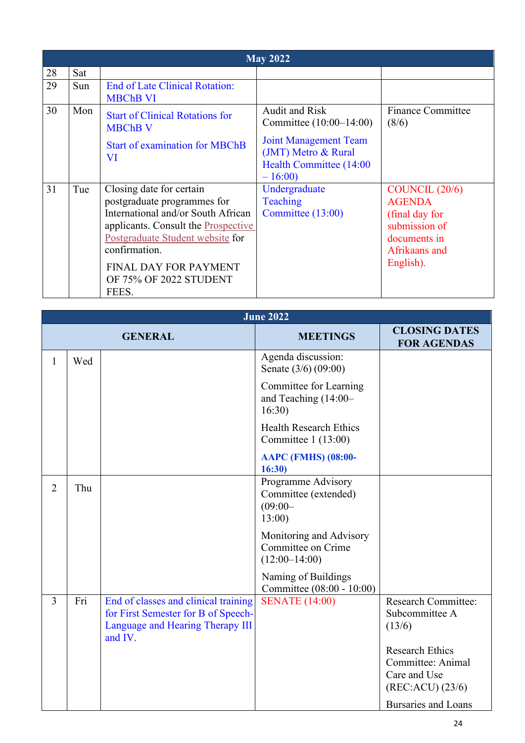| May 2022 | | | | |
|---|---|---|---|---|
| 28 | Sat | | | |
| 29 | Sun | End of Late Clinical Rotation: MBChB VI | | |
| 30 | Mon | Start of Clinical Rotations for MBChB V<br><br>Start of examination for MBChB VI | Audit and Risk Committee (10:00–14:00)<br><br>Joint Management Team (JMT) Metro & Rural Health Committee (14:00 – 16:00) | Finance Committee (8/6) |
| 31 | Tue | Closing date for certain postgraduate programmes for International and/or South African applicants. Consult the Prospective Postgraduate Student website for confirmation.<br><br>FINAL DAY FOR PAYMENT OF 75% OF 2022 STUDENT FEES. | Undergraduate Teaching Committee (13:00) | COUNCIL (20/6) AGENDA (final day for submission of documents in Afrikaans and English). |

| June 2022 | | | | |
|---|---|---|---|---|
| **GENERAL** | | | **MEETINGS** | **CLOSING DATES FOR AGENDAS** |
| 1 | Wed | | Agenda discussion: Senate (3/6) (09:00)<br><br>Committee for Learning and Teaching (14:00–16:30)<br><br>Health Research Ethics Committee 1 (13:00)<br><br>**AAPC (FMHS) (08:00-16:30)** | |
| 2 | Thu | | Programme Advisory Committee (extended) (09:00–13:00)<br><br>Monitoring and Advisory Committee on Crime (12:00–14:00)<br><br>Naming of Buildings Committee (08:00 - 10:00) | |
| 3 | Fri | End of classes and clinical training for First Semester for B of Speech-Language and Hearing Therapy III and IV. | SENATE (14:00) | Research Committee: Subcommittee A (13/6)<br><br>Research Ethics Committee: Animal Care and Use (REC:ACU) (23/6)<br><br>Bursaries and Loans |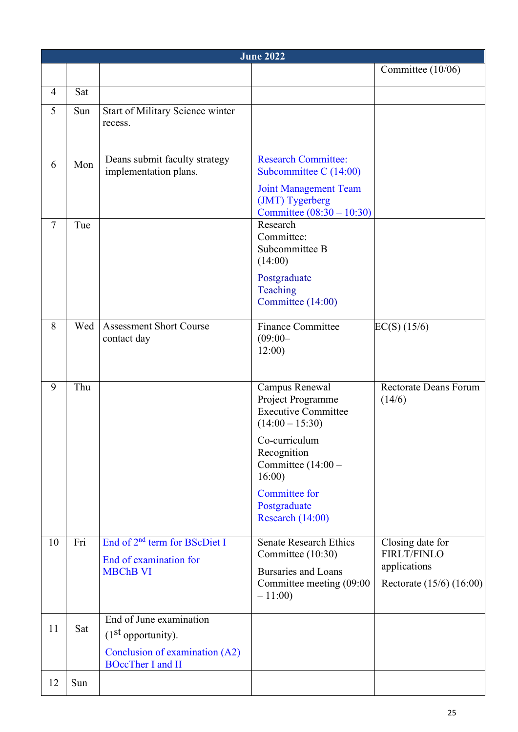| June 2022 | | | | |
|---|---|---|---|---|
| | | | | Committee (10/06) |
| 4 | Sat | | | |
| 5 | Sun | Start of Military Science winter recess. | | |
| 6 | Mon | Deans submit faculty strategy implementation plans. | Research Committee: Subcommittee C (14:00)<br><br>Joint Management Team (JMT) Tygerberg Committee (08:30 – 10:30) | |
| 7 | Tue | | Research Committee: Subcommittee B (14:00)<br><br>Postgraduate Teaching Committee (14:00) | |
| 8 | Wed | Assessment Short Course contact day | Finance Committee (09:00–12:00) | EC(S) (15/6) |
| 9 | Thu | | Campus Renewal Project Programme Executive Committee (14:00 – 15:30)<br><br>Co-curriculum Recognition Committee (14:00 – 16:00)<br><br>Committee for Postgraduate Research (14:00) | Rectorate Deans Forum (14/6) |
| 10 | Fri | End of 2nd term for BScDiet I<br><br>End of examination for MBChB VI | Senate Research Ethics Committee (10:30)<br><br>Bursaries and Loans Committee meeting (09:00 – 11:00) | Closing date for FIRLT/FINLO applications<br><br>Rectorate (15/6) (16:00) |
| 11 | Sat | End of June examination (1st opportunity).<br><br>Conclusion of examination (A2) BOccTher I and II | | |
| 12 | Sun | | | |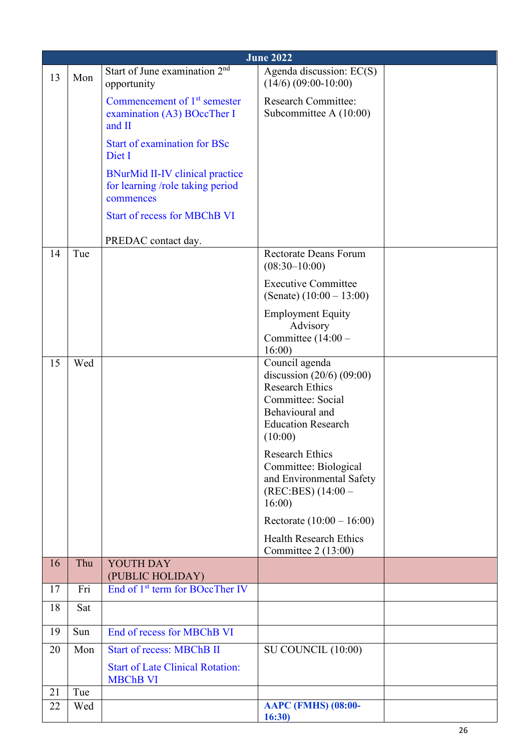| June 2022 | | | | |
|---|---|---|---|---|
| 13 | Mon | Start of June examination 2nd opportunity<br><br>Commencement of 1st semester examination (A3) BOccTher I and II<br><br>Start of examination for BSc Diet I<br><br>BNurMid II-IV clinical practice for learning /role taking period commences<br><br>Start of recess for MBChB VI<br><br>PREDAC contact day. | Agenda discussion: EC(S) (14/6) (09:00-10:00)<br><br>Research Committee: Subcommittee A (10:00) | |
| 14 | Tue | | Rectorate Deans Forum (08:30–10:00)<br><br>Executive Committee (Senate) (10:00 – 13:00)<br><br>Employment Equity Advisory Committee (14:00 – 16:00) | |
| 15 | Wed | | Council agenda discussion (20/6) (09:00)<br>Research Ethics Committee: Social Behavioural and Education Research (10:00)<br><br>Research Ethics Committee: Biological and Environmental Safety (REC:BES) (14:00 – 16:00)<br><br>Rectorate (10:00 – 16:00)<br><br>Health Research Ethics Committee 2 (13:00) | |
| 16 | Thu | YOUTH DAY (PUBLIC HOLIDAY) | | |
| 17 | Fri | End of 1st term for BOccTher IV | | |
| 18 | Sat | | | |
| 19 | Sun | End of recess for MBChB VI | | |
| 20 | Mon | Start of recess: MBChB II<br><br>Start of Late Clinical Rotation: MBChB VI | SU COUNCIL (10:00) | |
| 21 | Tue | | | |
| 22 | Wed | | **AAPC (FMHS) (08:00-16:30)** | |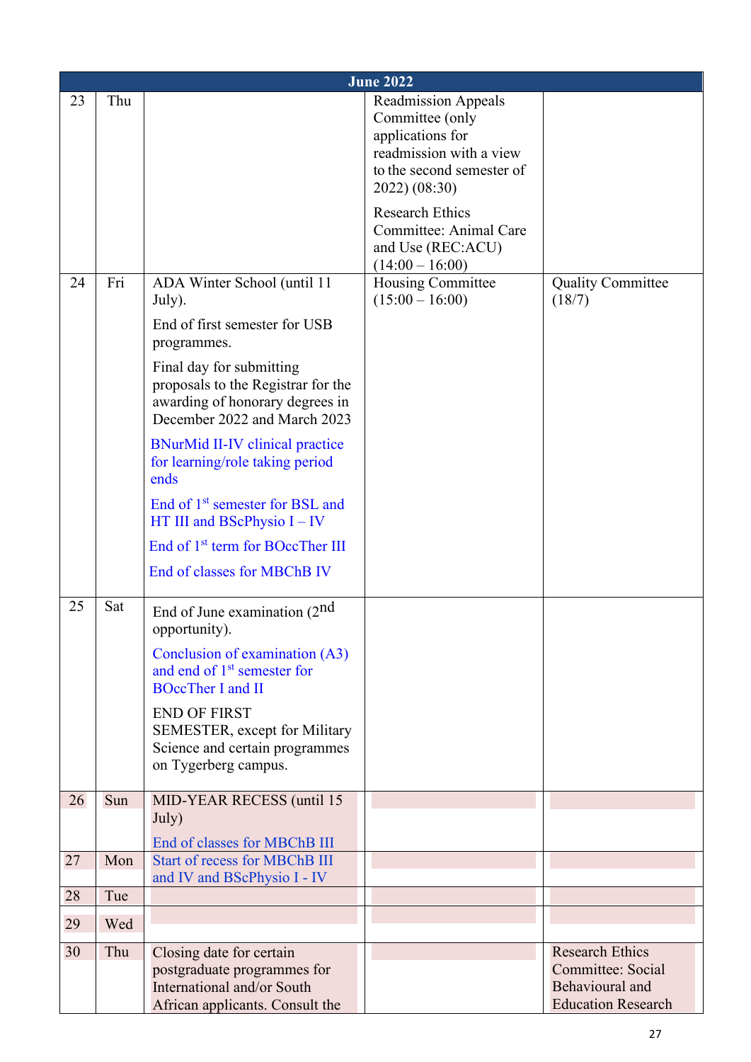| June 2022 | | | | |
|---|---|---|---|---|
| 23 | Thu | | Readmission Appeals Committee (only applications for readmission with a view to the second semester of 2022) (08:30)<br><br>Research Ethics Committee: Animal Care and Use (REC:ACU) (14:00 – 16:00) | |
| 24 | Fri | ADA Winter School (until 11 July).<br><br>End of first semester for USB programmes.<br><br>Final day for submitting proposals to the Registrar for the awarding of honorary degrees in December 2022 and March 2023<br><br>BNurMid II-IV clinical practice for learning/role taking period ends<br><br>End of 1st semester for BSL and HT III and BScPhysio I – IV<br><br>End of 1st term for BOccTher III<br><br>End of classes for MBChB IV | Housing Committee (15:00 – 16:00) | Quality Committee (18/7) |
| 25 | Sat | End of June examination (2nd opportunity).<br><br>Conclusion of examination (A3) and end of 1st semester for BOccTher I and II<br><br>END OF FIRST SEMESTER, except for Military Science and certain programmes on Tygerberg campus. | | |
| 26 | Sun | MID-YEAR RECESS (until 15 July)<br><br>End of classes for MBChB III | | |
| 27 | Mon | Start of recess for MBChB III and IV and BScPhysio I - IV | | |
| 28 | Tue | | | |
| 29 | Wed | | | |
| 30 | Thu | Closing date for certain postgraduate programmes for International and/or South African applicants. Consult the | | Research Ethics Committee: Social Behavioural and Education Research |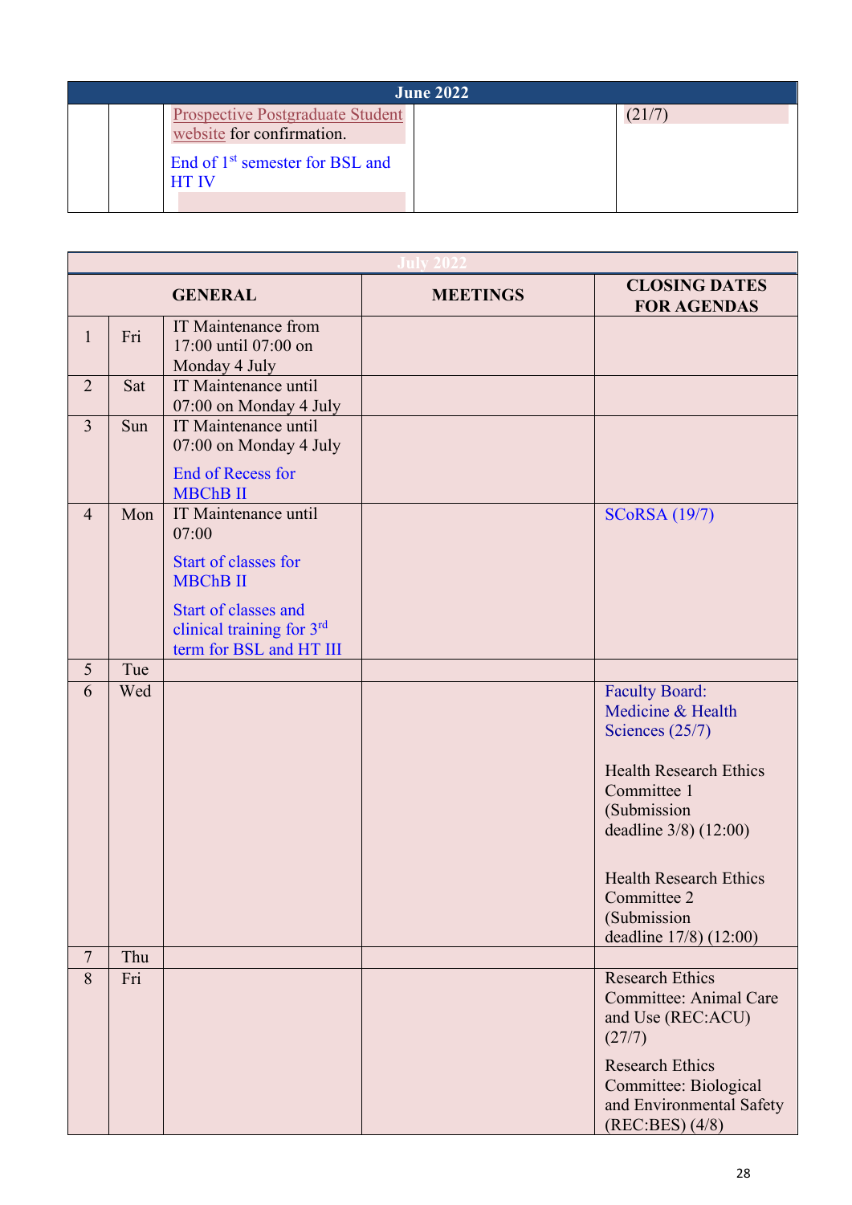| June 2022 | | | | |
|---|---|---|---|---|
| | | Prospective Postgraduate Student website for confirmation.<br><br>End of 1st semester for BSL and HT IV | | (21/7) |

| July 2022 | | | | |
|---|---|---|---|---|
| | | **GENERAL** | **MEETINGS** | **CLOSING DATES FOR AGENDAS** |
| 1 | Fri | IT Maintenance from 17:00 until 07:00 on Monday 4 July | | |
| 2 | Sat | IT Maintenance until 07:00 on Monday 4 July | | |
| 3 | Sun | IT Maintenance until 07:00 on Monday 4 July<br><br>End of Recess for MBChB II | | |
| 4 | Mon | IT Maintenance until 07:00<br><br>Start of classes for MBChB II<br><br>Start of classes and clinical training for 3rd term for BSL and HT III | | SCoRSA (19/7) |
| 5 | Tue | | | |
| 6 | Wed | | | Faculty Board: Medicine & Health Sciences (25/7)<br><br>Health Research Ethics Committee 1 (Submission deadline 3/8) (12:00)<br><br>Health Research Ethics Committee 2 (Submission deadline 17/8) (12:00) |
| 7 | Thu | | | |
| 8 | Fri | | | Research Ethics Committee: Animal Care and Use (REC:ACU) (27/7)<br><br>Research Ethics Committee: Biological and Environmental Safety (REC:BES) (4/8) |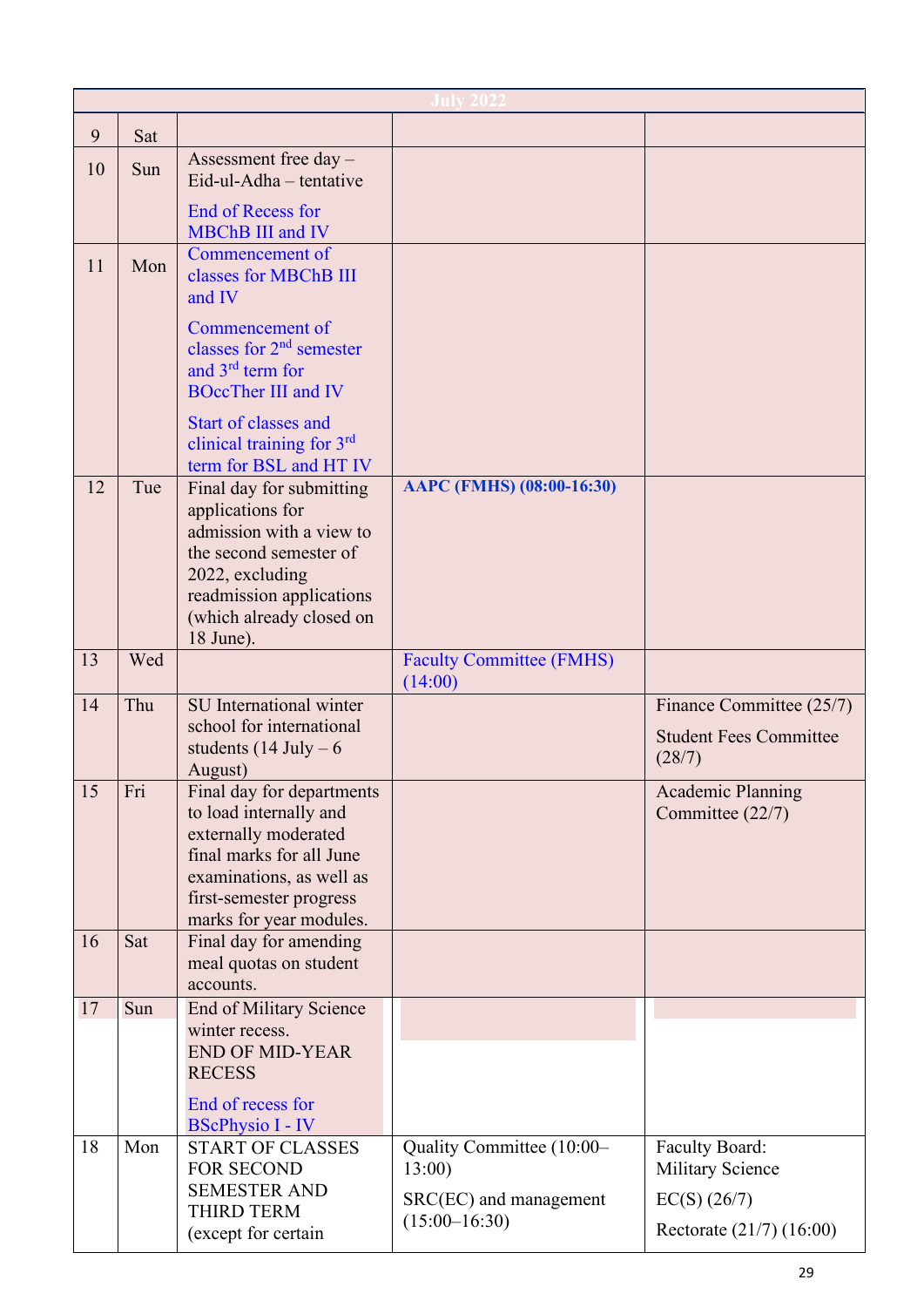| July 2022 | | | | |
|---|---|---|---|---|
| 9 | Sat | | | |
| 10 | Sun | Assessment free day – Eid-ul-Adha – tentative<br><br>End of Recess for MBChB III and IV | | |
| 11 | Mon | Commencement of classes for MBChB III and IV<br><br>Commencement of classes for 2nd semester and 3rd term for BOccTher III and IV<br><br>Start of classes and clinical training for 3rd term for BSL and HT IV | | |
| 12 | Tue | Final day for submitting applications for admission with a view to the second semester of 2022, excluding readmission applications (which already closed on 18 June). | **AAPC (FMHS) (08:00-16:30)** | |
| 13 | Wed | | Faculty Committee (FMHS) (14:00) | |
| 14 | Thu | SU International winter school for international students (14 July – 6 August) | | Finance Committee (25/7)<br><br>Student Fees Committee (28/7) |
| 15 | Fri | Final day for departments to load internally and externally moderated final marks for all June examinations, as well as first-semester progress marks for year modules. | | Academic Planning Committee (22/7) |
| 16 | Sat | Final day for amending meal quotas on student accounts. | | |
| 17 | Sun | End of Military Science winter recess.<br>END OF MID-YEAR RECESS<br><br>End of recess for BScPhysio I - IV | | |
| 18 | Mon | START OF CLASSES FOR SECOND SEMESTER AND THIRD TERM (except for certain | Quality Committee (10:00–13:00)<br><br>SRC(EC) and management (15:00–16:30) | Faculty Board: Military Science<br><br>EC(S) (26/7)<br><br>Rectorate (21/7) (16:00) |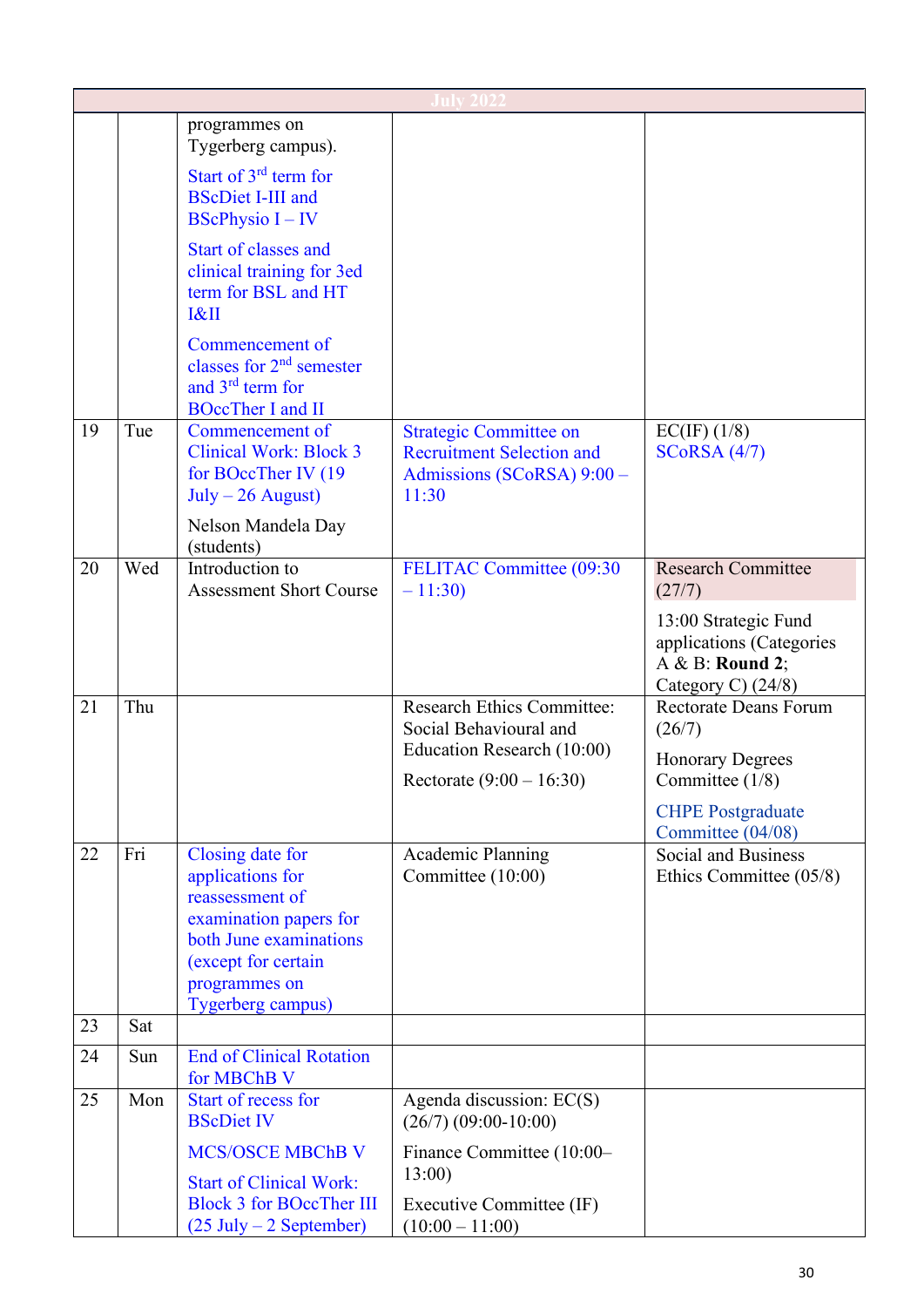| July 2022 | | | | |
|---|---|---|---|---|
| | | programmes on Tygerberg campus).<br><br>Start of 3rd term for BScDiet I-III and BScPhysio I – IV<br><br>Start of classes and clinical training for 3ed term for BSL and HT I&II<br><br>Commencement of classes for 2nd semester and 3rd term for BOccTher I and II | | |
| 19 | Tue | Commencement of Clinical Work: Block 3 for BOccTher IV (19 July – 26 August)<br><br>Nelson Mandela Day (students) | Strategic Committee on Recruitment Selection and Admissions (SCoRSA) 9:00 – 11:30 | EC(IF) (1/8)<br>SCoRSA (4/7) |
| 20 | Wed | Introduction to Assessment Short Course | FELITAC Committee (09:30 – 11:30) | Research Committee (27/7)<br><br>13:00 Strategic Fund applications (Categories A & B: **Round 2**; Category C) (24/8) |
| 21 | Thu | | Research Ethics Committee: Social Behavioural and Education Research (10:00)<br><br>Rectorate (9:00 – 16:30) | Rectorate Deans Forum (26/7)<br><br>Honorary Degrees Committee (1/8)<br><br>CHPE Postgraduate Committee (04/08) |
| 22 | Fri | Closing date for applications for reassessment of examination papers for both June examinations (except for certain programmes on Tygerberg campus) | Academic Planning Committee (10:00) | Social and Business Ethics Committee (05/8) |
| 23 | Sat | | | |
| 24 | Sun | End of Clinical Rotation for MBChB V | | |
| 25 | Mon | Start of recess for BScDiet IV<br><br>MCS/OSCE MBChB V<br><br>Start of Clinical Work: Block 3 for BOccTher III (25 July – 2 September) | Agenda discussion: EC(S) (26/7) (09:00-10:00)<br><br>Finance Committee (10:00–13:00)<br><br>Executive Committee (IF) (10:00 – 11:00) | |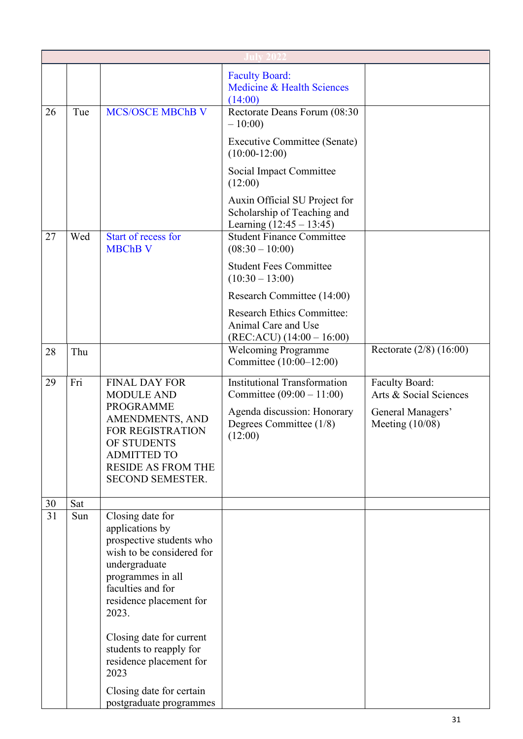| July 2022 | | | | |
|---|---|---|---|---|
| | | | Faculty Board: Medicine & Health Sciences (14:00) | |
| 26 | Tue | MCS/OSCE MBChB V | Rectorate Deans Forum (08:30 – 10:00)<br><br>Executive Committee (Senate) (10:00-12:00)<br><br>Social Impact Committee (12:00)<br><br>Auxin Official SU Project for Scholarship of Teaching and Learning (12:45 – 13:45) | |
| 27 | Wed | Start of recess for MBChB V | Student Finance Committee (08:30 – 10:00)<br><br>Student Fees Committee (10:30 – 13:00)<br><br>Research Committee (14:00)<br><br>Research Ethics Committee: Animal Care and Use (REC:ACU) (14:00 – 16:00) | |
| 28 | Thu | | Welcoming Programme Committee (10:00–12:00) | Rectorate (2/8) (16:00) |
| 29 | Fri | FINAL DAY FOR MODULE AND PROGRAMME AMENDMENTS, AND FOR REGISTRATION OF STUDENTS ADMITTED TO RESIDE AS FROM THE SECOND SEMESTER. | Institutional Transformation Committee (09:00 – 11:00)<br><br>Agenda discussion: Honorary Degrees Committee (1/8) (12:00) | Faculty Board: Arts & Social Sciences<br><br>General Managers' Meeting (10/08) |
| 30 | Sat | | | |
| 31 | Sun | Closing date for applications by prospective students who wish to be considered for undergraduate programmes in all faculties and for residence placement for 2023.<br><br>Closing date for current students to reapply for residence placement for 2023<br><br>Closing date for certain postgraduate programmes | | |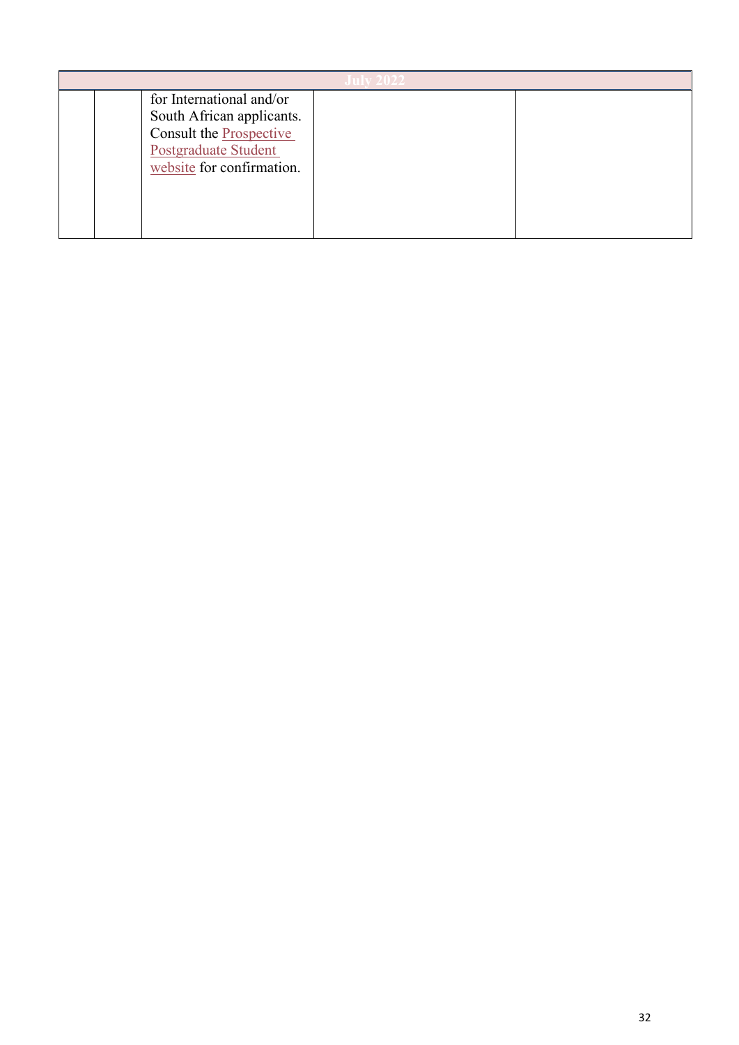| July 2022 | | | | |
|---|---|---|---|---|
| | | for International and/or South African applicants. Consult the Prospective Postgraduate Student website for confirmation. | | |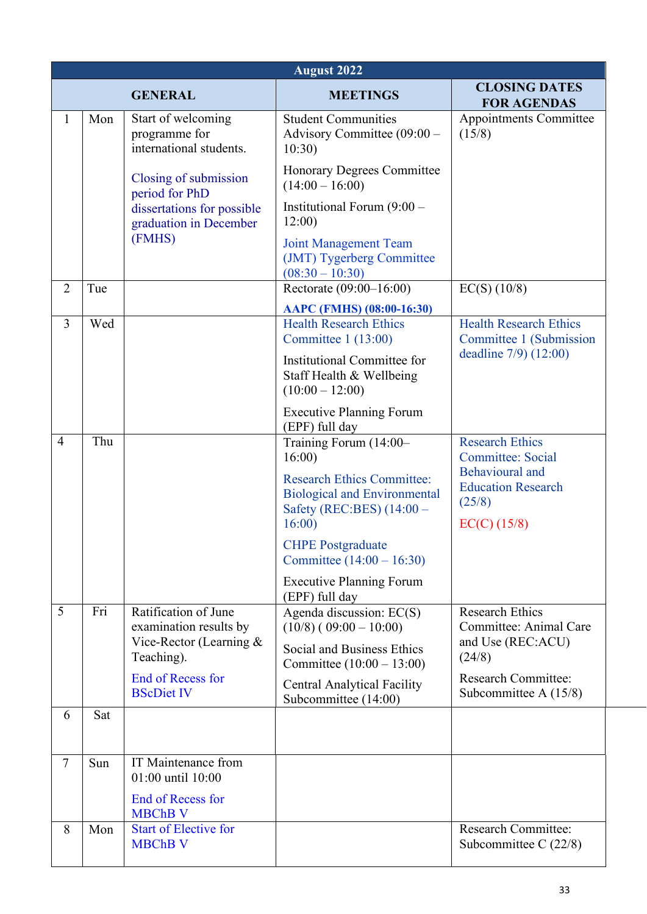| August 2022 | | | | |
|---|---|---|---|---|
| GENERAL | | | MEETINGS | CLOSING DATES FOR AGENDAS |
| 1 | Mon | Start of welcoming programme for international students.<br><br>Closing of submission period for PhD dissertations for possible graduation in December (FMHS) | Student Communities Advisory Committee (09:00 – 10:30)<br><br>Honorary Degrees Committee (14:00 – 16:00)<br><br>Institutional Forum (9:00 – 12:00)<br><br>Joint Management Team (JMT) Tygerberg Committee (08:30 – 10:30) | Appointments Committee (15/8) |
| 2 | Tue | | Rectorate (09:00–16:00)<br><br>**AAPC (FMHS) (08:00-16:30)** | EC(S) (10/8) |
| 3 | Wed | | Health Research Ethics Committee 1 (13:00)<br><br>Institutional Committee for Staff Health & Wellbeing (10:00 – 12:00)<br><br>Executive Planning Forum (EPF) full day | Health Research Ethics Committee 1 (Submission deadline 7/9) (12:00) |
| 4 | Thu | | Training Forum (14:00–16:00)<br><br>Research Ethics Committee: Biological and Environmental Safety (REC:BES) (14:00 – 16:00)<br><br>CHPE Postgraduate Committee (14:00 – 16:30)<br><br>Executive Planning Forum (EPF) full day | Research Ethics Committee: Social Behavioural and Education Research (25/8)<br><br>EC(C) (15/8) |
| 5 | Fri | Ratification of June examination results by Vice-Rector (Learning & Teaching).<br><br>End of Recess for BScDiet IV | Agenda discussion: EC(S) (10/8) ( 09:00 – 10:00)<br><br>Social and Business Ethics Committee (10:00 – 13:00)<br><br>Central Analytical Facility Subcommittee (14:00) | Research Ethics Committee: Animal Care and Use (REC:ACU) (24/8)<br><br>Research Committee: Subcommittee A (15/8) |
| 6 | Sat | | | |
| 7 | Sun | IT Maintenance from 01:00 until 10:00<br><br>End of Recess for MBChB V | | |
| 8 | Mon | Start of Elective for MBChB V | | Research Committee: Subcommittee C (22/8) |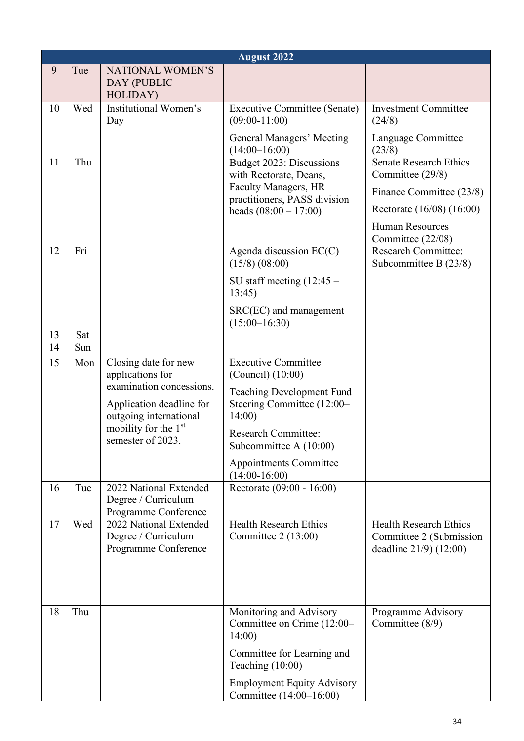| August 2022 | | | | |
|---|---|---|---|---|
| 9 | Tue | NATIONAL WOMEN'S DAY (PUBLIC HOLIDAY) | | |
| 10 | Wed | Institutional Women's Day | Executive Committee (Senate) (09:00-11:00)<br><br>General Managers' Meeting (14:00–16:00) | Investment Committee (24/8)<br><br>Language Committee (23/8) |
| 11 | Thu | | Budget 2023: Discussions with Rectorate, Deans, Faculty Managers, HR practitioners, PASS division heads (08:00 – 17:00) | Senate Research Ethics Committee (29/8)<br><br>Finance Committee (23/8)<br><br>Rectorate (16/08) (16:00)<br><br>Human Resources Committee (22/08) |
| 12 | Fri | | Agenda discussion EC(C) (15/8) (08:00)<br><br>SU staff meeting (12:45 – 13:45)<br><br>SRC(EC) and management (15:00–16:30) | Research Committee: Subcommittee B (23/8) |
| 13 | Sat | | | |
| 14 | Sun | | | |
| 15 | Mon | Closing date for new applications for examination concessions.<br><br>Application deadline for outgoing international mobility for the 1st semester of 2023. | Executive Committee (Council) (10:00)<br><br>Teaching Development Fund Steering Committee (12:00–14:00)<br><br>Research Committee: Subcommittee A (10:00)<br><br>Appointments Committee (14:00-16:00) | |
| 16 | Tue | 2022 National Extended Degree / Curriculum Programme Conference | Rectorate (09:00 - 16:00) | |
| 17 | Wed | 2022 National Extended Degree / Curriculum Programme Conference | Health Research Ethics Committee 2 (13:00) | Health Research Ethics Committee 2 (Submission deadline 21/9) (12:00) |
| 18 | Thu | | Monitoring and Advisory Committee on Crime (12:00–14:00)<br><br>Committee for Learning and Teaching (10:00)<br><br>Employment Equity Advisory Committee (14:00–16:00) | Programme Advisory Committee (8/9) |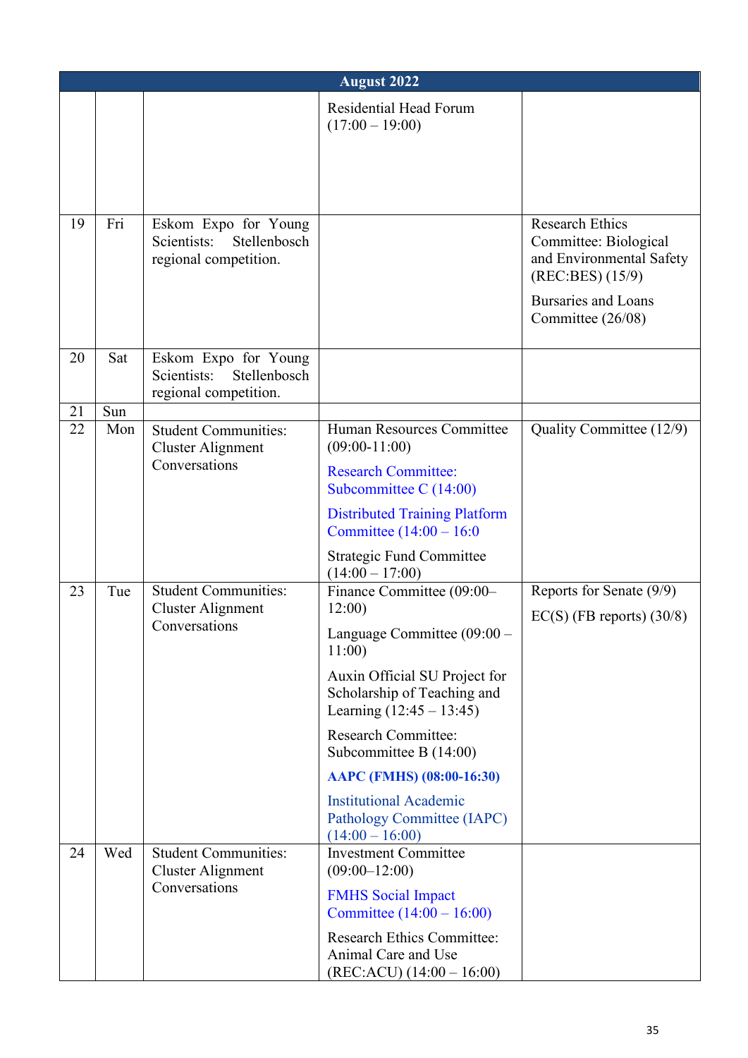| August 2022 | | | | |
|---|---|---|---|---|
| | | | Residential Head Forum (17:00 – 19:00) | |
| 19 | Fri | Eskom Expo for Young Scientists: Stellenbosch regional competition. | | Research Ethics Committee: Biological and Environmental Safety (REC:BES) (15/9)<br><br>Bursaries and Loans Committee (26/08) |
| 20 | Sat | Eskom Expo for Young Scientists: Stellenbosch regional competition. | | |
| 21 | Sun | | | |
| 22 | Mon | Student Communities: Cluster Alignment Conversations | Human Resources Committee (09:00-11:00)<br><br>Research Committee: Subcommittee C (14:00)<br><br>Distributed Training Platform Committee (14:00 – 16:0<br><br>Strategic Fund Committee (14:00 – 17:00) | Quality Committee (12/9) |
| 23 | Tue | Student Communities: Cluster Alignment Conversations | Finance Committee (09:00–12:00)<br><br>Language Committee (09:00 – 11:00)<br><br>Auxin Official SU Project for Scholarship of Teaching and Learning (12:45 – 13:45)<br><br>Research Committee: Subcommittee B (14:00)<br><br>**AAPC (FMHS) (08:00-16:30)**<br><br>Institutional Academic Pathology Committee (IAPC) (14:00 – 16:00) | Reports for Senate (9/9)<br><br>EC(S) (FB reports) (30/8) |
| 24 | Wed | Student Communities: Cluster Alignment Conversations | Investment Committee (09:00–12:00)<br><br>FMHS Social Impact Committee (14:00 – 16:00)<br><br>Research Ethics Committee: Animal Care and Use (REC:ACU) (14:00 – 16:00) | |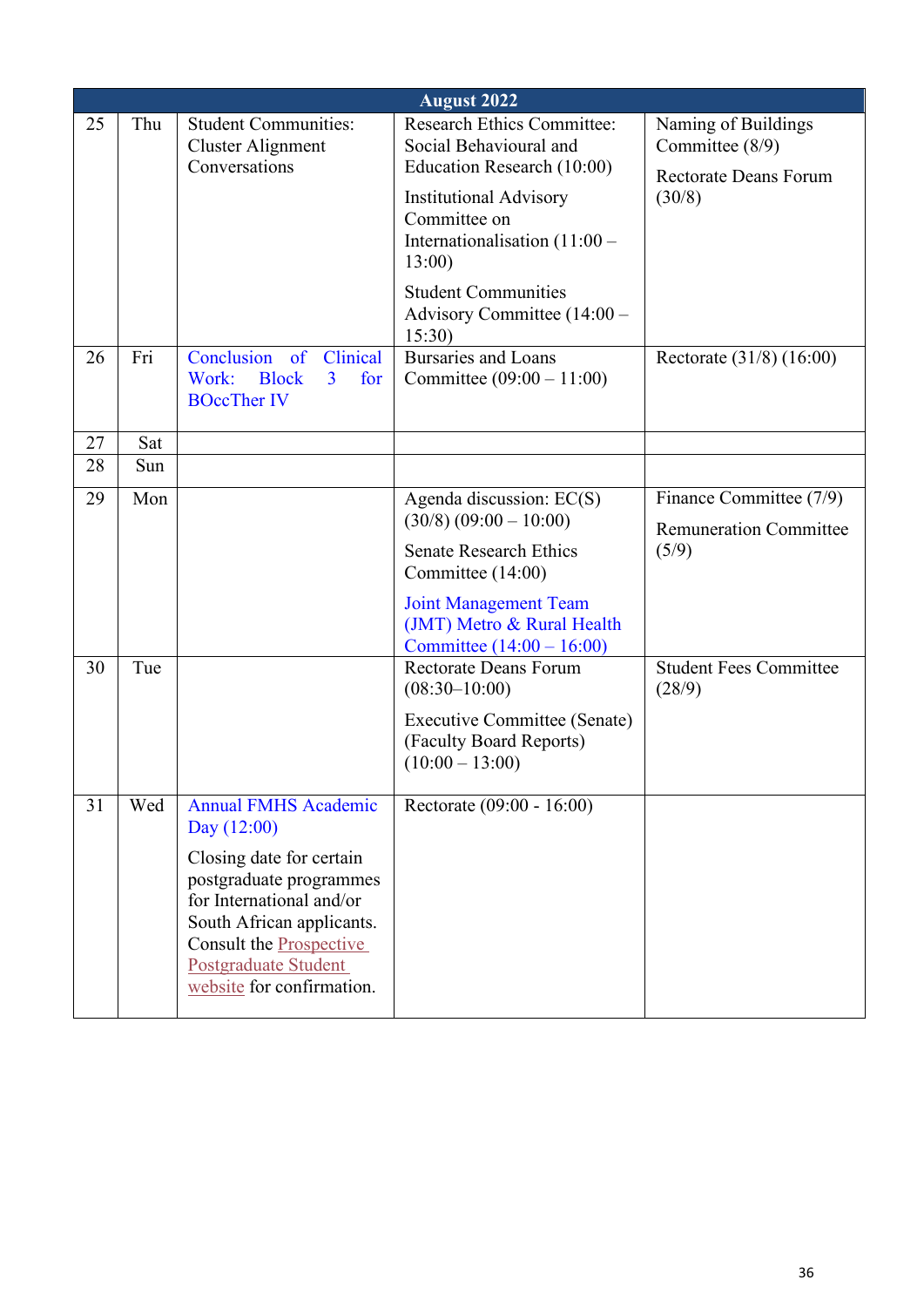| August 2022 | | | | |
|---|---|---|---|---|
| 25 | Thu | Student Communities: Cluster Alignment Conversations | Research Ethics Committee: Social Behavioural and Education Research (10:00)<br><br>Institutional Advisory Committee on Internationalisation (11:00 – 13:00)<br><br>Student Communities Advisory Committee (14:00 – 15:30) | Naming of Buildings Committee (8/9)<br><br>Rectorate Deans Forum (30/8) |
| 26 | Fri | Conclusion of Clinical Work: Block 3 for BOccTher IV | Bursaries and Loans Committee (09:00 – 11:00) | Rectorate (31/8) (16:00) |
| 27 | Sat | | | |
| 28 | Sun | | | |
| 29 | Mon | | Agenda discussion: EC(S) (30/8) (09:00 – 10:00)<br><br>Senate Research Ethics Committee (14:00)<br><br>Joint Management Team (JMT) Metro & Rural Health Committee (14:00 – 16:00) | Finance Committee (7/9)<br><br>Remuneration Committee (5/9) |
| 30 | Tue | | Rectorate Deans Forum (08:30–10:00)<br><br>Executive Committee (Senate) (Faculty Board Reports) (10:00 – 13:00) | Student Fees Committee (28/9) |
| 31 | Wed | Annual FMHS Academic Day (12:00)<br><br>Closing date for certain postgraduate programmes for International and/or South African applicants. Consult the Prospective Postgraduate Student website for confirmation. | Rectorate (09:00 - 16:00) | |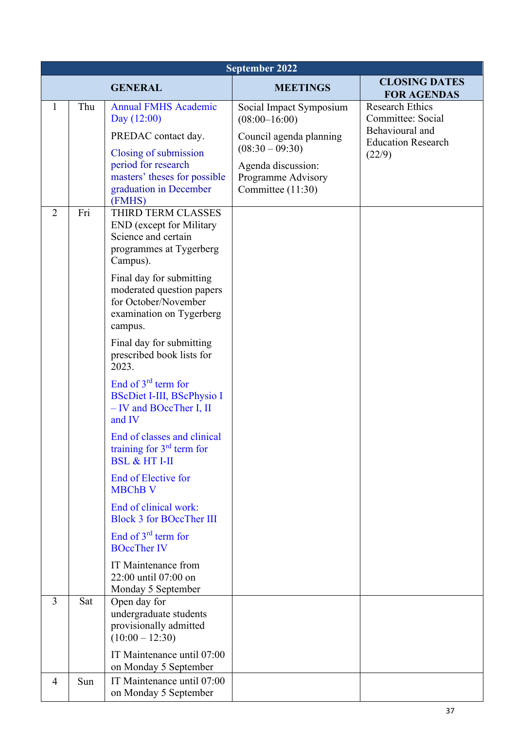| September 2022 | | | | |
|---|---|---|---|---|
| GENERAL | | | MEETINGS | CLOSING DATES FOR AGENDAS |
| 1 | Thu | Annual FMHS Academic Day (12:00)<br><br>PREDAC contact day.<br><br>Closing of submission period for research masters' theses for possible graduation in December (FMHS) | Social Impact Symposium (08:00–16:00)<br><br>Council agenda planning (08:30 – 09:30)<br><br>Agenda discussion: Programme Advisory Committee (11:30) | Research Ethics Committee: Social Behavioural and Education Research (22/9) |
| 2 | Fri | THIRD TERM CLASSES END (except for Military Science and certain programmes at Tygerberg Campus).<br><br>Final day for submitting moderated question papers for October/November examination on Tygerberg campus.<br><br>Final day for submitting prescribed book lists for 2023.<br><br>End of 3rd term for BScDiet I-III, BScPhysio I – IV and BOccTher I, II and IV<br><br>End of classes and clinical training for 3rd term for BSL & HT I-II<br><br>End of Elective for MBChB V<br><br>End of clinical work: Block 3 for BOccTher III<br><br>End of 3rd term for BOccTher IV<br><br>IT Maintenance from 22:00 until 07:00 on Monday 5 September | | |
| 3 | Sat | Open day for undergraduate students provisionally admitted (10:00 – 12:30)<br><br>IT Maintenance until 07:00 on Monday 5 September | | |
| 4 | Sun | IT Maintenance until 07:00 on Monday 5 September | | |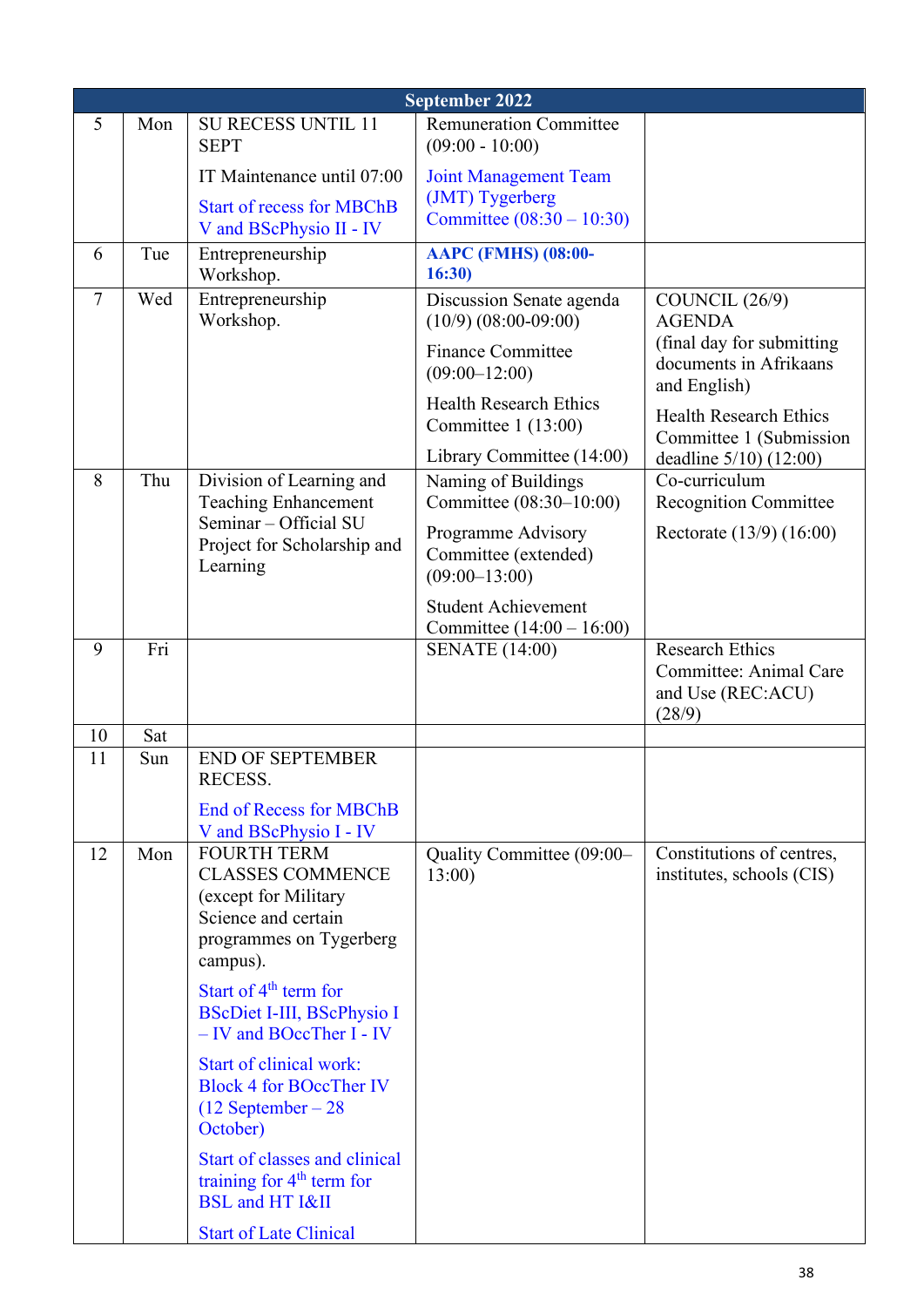| September 2022 | | | | |
|---|---|---|---|---|
| 5 | Mon | SU RECESS UNTIL 11 SEPT<br><br>IT Maintenance until 07:00<br><br>Start of recess for MBChB V and BScPhysio II - IV | Remuneration Committee (09:00 - 10:00)<br><br>Joint Management Team (JMT) Tygerberg Committee (08:30 – 10:30) | |
| 6 | Tue | Entrepreneurship Workshop. | **AAPC (FMHS) (08:00-16:30)** | |
| 7 | Wed | Entrepreneurship Workshop. | Discussion Senate agenda (10/9) (08:00-09:00)<br><br>Finance Committee (09:00–12:00)<br><br>Health Research Ethics Committee 1 (13:00)<br><br>Library Committee (14:00) | COUNCIL (26/9) AGENDA (final day for submitting documents in Afrikaans and English)<br><br>Health Research Ethics Committee 1 (Submission deadline 5/10) (12:00) |
| 8 | Thu | Division of Learning and Teaching Enhancement Seminar – Official SU Project for Scholarship and Learning | Naming of Buildings Committee (08:30–10:00)<br><br>Programme Advisory Committee (extended) (09:00–13:00)<br><br>Student Achievement Committee (14:00 – 16:00) | Co-curriculum Recognition Committee<br><br>Rectorate (13/9) (16:00) |
| 9 | Fri | | SENATE (14:00) | Research Ethics Committee: Animal Care and Use (REC:ACU) (28/9) |
| 10 | Sat | | | |
| 11 | Sun | END OF SEPTEMBER RECESS.<br><br>End of Recess for MBChB V and BScPhysio I - IV | | |
| 12 | Mon | FOURTH TERM CLASSES COMMENCE (except for Military Science and certain programmes on Tygerberg campus).<br><br>Start of 4th term for BScDiet I-III, BScPhysio I – IV and BOccTher I - IV<br><br>Start of clinical work: Block 4 for BOccTher IV (12 September – 28 October)<br><br>Start of classes and clinical training for 4th term for BSL and HT I&II<br><br>Start of Late Clinical | Quality Committee (09:00–13:00) | Constitutions of centres, institutes, schools (CIS) |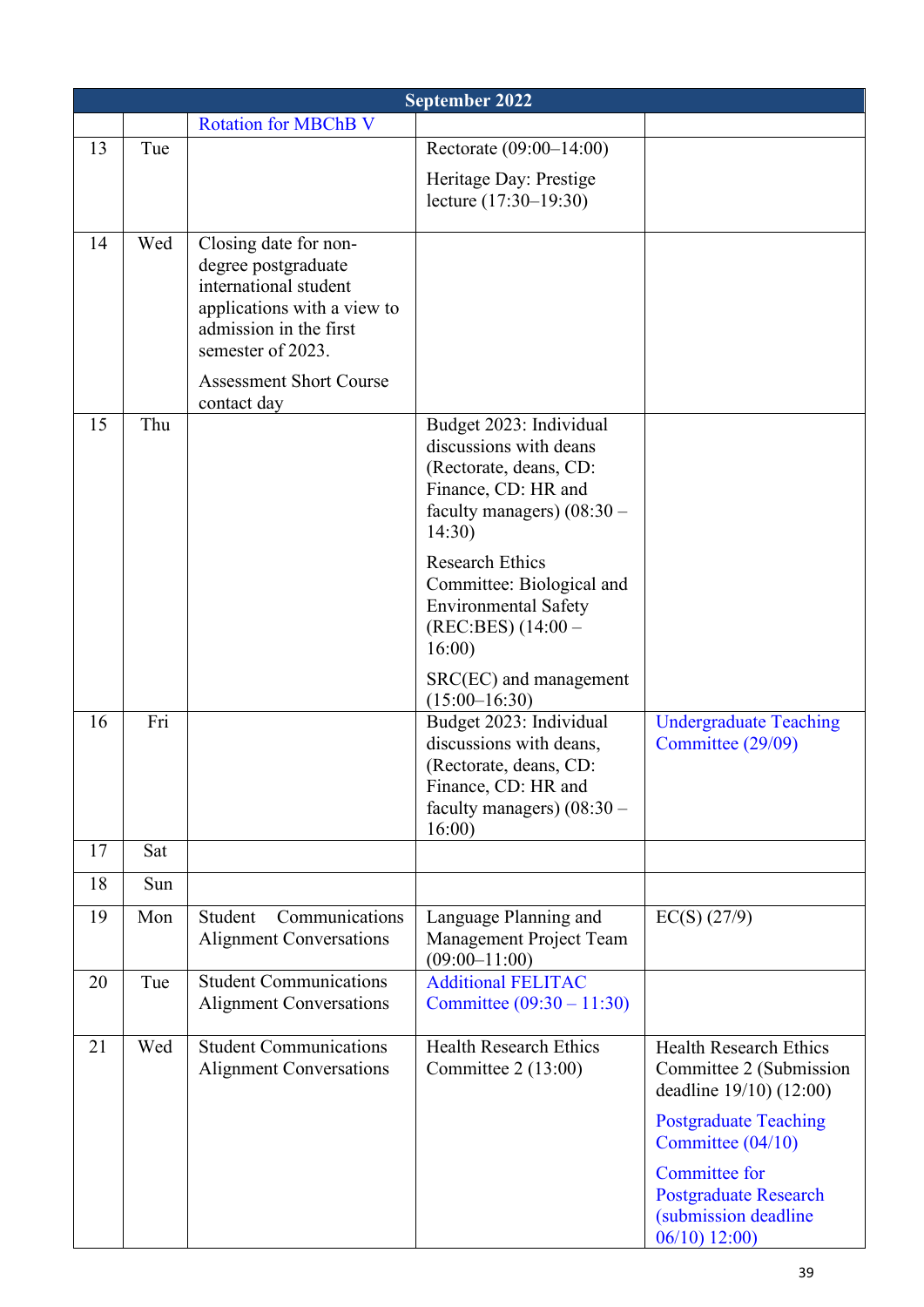| September 2022 | | | | |
|---|---|---|---|---|
| | | Rotation for MBChB V | | |
| 13 | Tue | | Rectorate (09:00–14:00)<br><br>Heritage Day: Prestige lecture (17:30–19:30) | |
| 14 | Wed | Closing date for non-degree postgraduate international student applications with a view to admission in the first semester of 2023.<br><br>Assessment Short Course contact day | | |
| 15 | Thu | | Budget 2023: Individual discussions with deans (Rectorate, deans, CD: Finance, CD: HR and faculty managers) (08:30 – 14:30)<br><br>Research Ethics Committee: Biological and Environmental Safety (REC:BES) (14:00 – 16:00)<br><br>SRC(EC) and management (15:00–16:30) | |
| 16 | Fri | | Budget 2023: Individual discussions with deans, (Rectorate, deans, CD: Finance, CD: HR and faculty managers) (08:30 – 16:00) | Undergraduate Teaching Committee (29/09) |
| 17 | Sat | | | |
| 18 | Sun | | | |
| 19 | Mon | Student Communications Alignment Conversations | Language Planning and Management Project Team (09:00–11:00) | EC(S) (27/9) |
| 20 | Tue | Student Communications Alignment Conversations | Additional FELITAC Committee (09:30 – 11:30) | |
| 21 | Wed | Student Communications Alignment Conversations | Health Research Ethics Committee 2 (13:00) | Health Research Ethics Committee 2 (Submission deadline 19/10) (12:00)<br><br>Postgraduate Teaching Committee (04/10)<br><br>Committee for Postgraduate Research (submission deadline 06/10) 12:00) |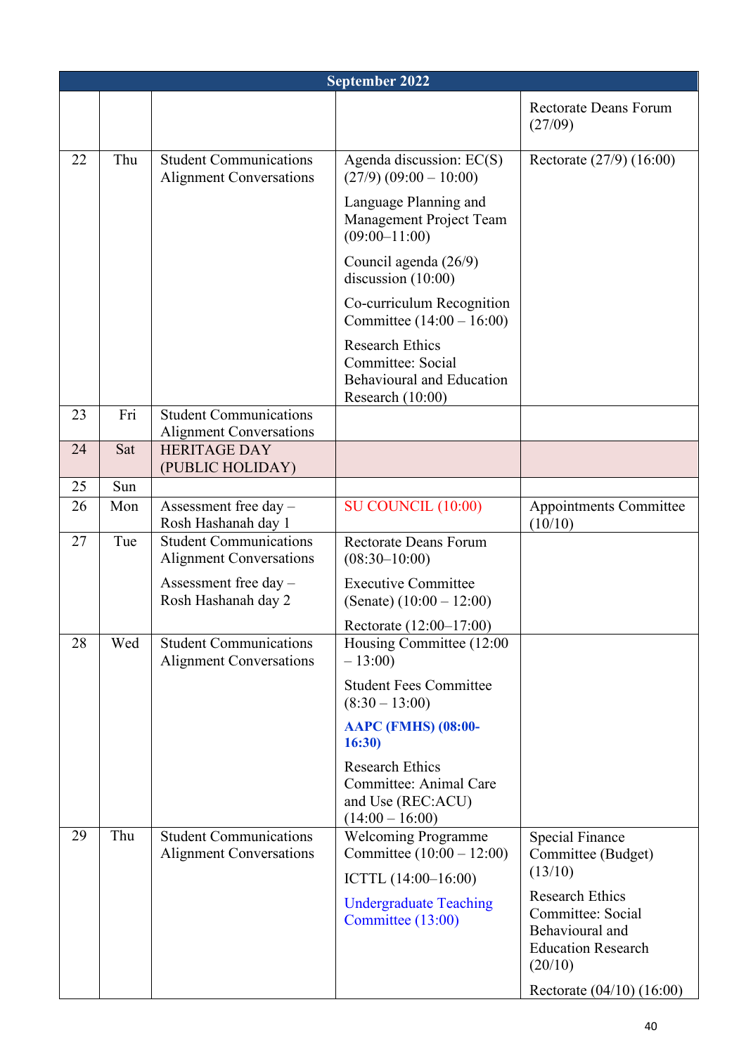| September 2022 | | | | |
|---|---|---|---|---|
| | | | | Rectorate Deans Forum (27/09) |
| 22 | Thu | Student Communications Alignment Conversations | Agenda discussion: EC(S) (27/9) (09:00 – 10:00)<br>Language Planning and Management Project Team (09:00–11:00)<br>Council agenda (26/9) discussion (10:00)<br>Co-curriculum Recognition Committee (14:00 – 16:00)<br>Research Ethics Committee: Social Behavioural and Education Research (10:00) | Rectorate (27/9) (16:00) |
| 23 | Fri | Student Communications Alignment Conversations | | |
| 24 | Sat | HERITAGE DAY (PUBLIC HOLIDAY) | | |
| 25 | Sun | | | |
| 26 | Mon | Assessment free day – Rosh Hashanah day 1 | SU COUNCIL (10:00) | Appointments Committee (10/10) |
| 27 | Tue | Student Communications Alignment Conversations<br>Assessment free day – Rosh Hashanah day 2 | Rectorate Deans Forum (08:30–10:00)<br>Executive Committee (Senate) (10:00 – 12:00)<br>Rectorate (12:00–17:00) | |
| 28 | Wed | Student Communications Alignment Conversations | Housing Committee (12:00 – 13:00)<br>Student Fees Committee (8:30 – 13:00)<br>**AAPC (FMHS) (08:00-16:30)**<br>Research Ethics Committee: Animal Care and Use (REC:ACU) (14:00 – 16:00) | |
| 29 | Thu | Student Communications Alignment Conversations | Welcoming Programme Committee (10:00 – 12:00)<br>ICTTL (14:00–16:00)<br>Undergraduate Teaching Committee (13:00) | Special Finance Committee (Budget) (13/10)<br>Research Ethics Committee: Social Behavioural and Education Research (20/10)<br>Rectorate (04/10) (16:00) |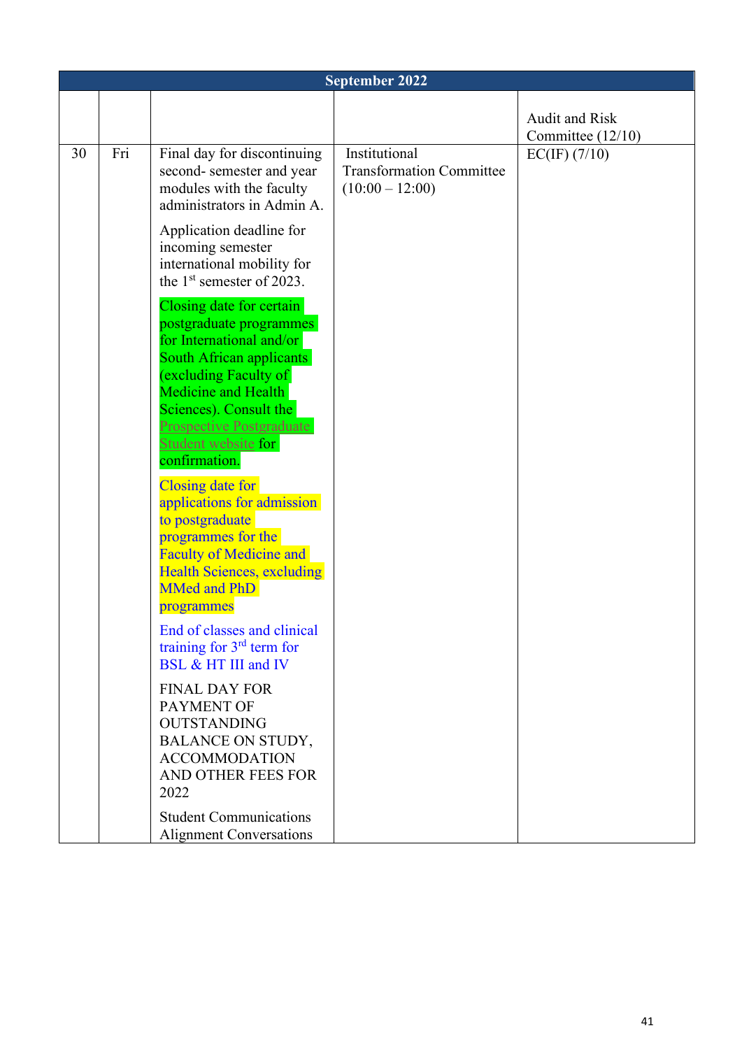| September 2022 | | | | |
|---|---|---|---|---|
| | | | | Audit and Risk Committee (12/10) |
| 30 | Fri | Final day for discontinuing second- semester and year modules with the faculty administrators in Admin A.<br><br>Application deadline for incoming semester international mobility for the 1st semester of 2023.<br><br>Closing date for certain postgraduate programmes for International and/or South African applicants (excluding Faculty of Medicine and Health Sciences). Consult the Prospective Postgraduate Student website for confirmation.<br><br>Closing date for applications for admission to postgraduate programmes for the Faculty of Medicine and Health Sciences, excluding MMed and PhD programmes<br><br>End of classes and clinical training for 3rd term for BSL & HT III and IV<br><br>FINAL DAY FOR PAYMENT OF OUTSTANDING BALANCE ON STUDY, ACCOMMODATION AND OTHER FEES FOR 2022<br><br>Student Communications Alignment Conversations | Institutional Transformation Committee (10:00 – 12:00) | EC(IF) (7/10) |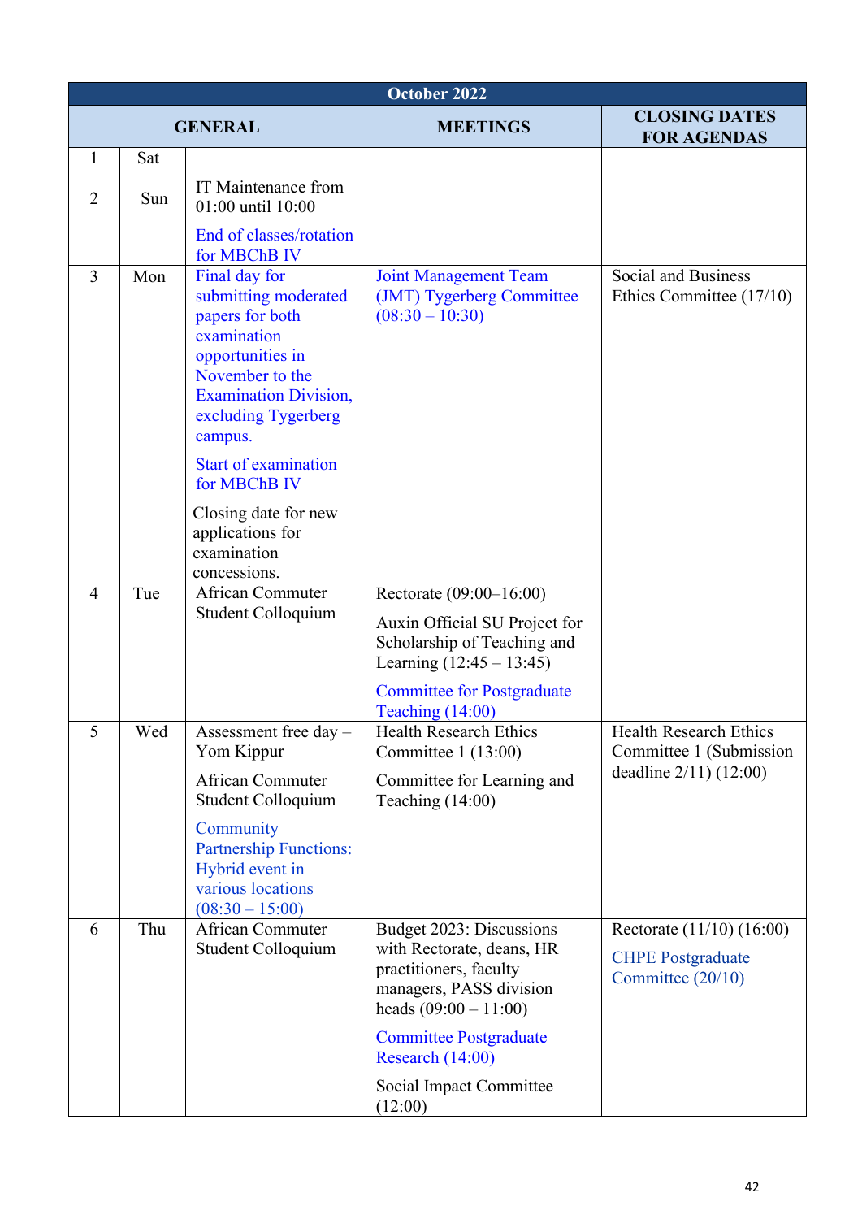| October 2022 | | | | |
|---|---|---|---|---|
| GENERAL | | | MEETINGS | CLOSING DATES FOR AGENDAS |
| 1 | Sat | | | |
| 2 | Sun | IT Maintenance from 01:00 until 10:00<br><br>End of classes/rotation for MBChB IV | | |
| 3 | Mon | Final day for submitting moderated papers for both examination opportunities in November to the Examination Division, excluding Tygerberg campus.<br><br>Start of examination for MBChB IV<br><br>Closing date for new applications for examination concessions. | Joint Management Team (JMT) Tygerberg Committee (08:30 – 10:30) | Social and Business Ethics Committee (17/10) |
| 4 | Tue | African Commuter Student Colloquium | Rectorate (09:00–16:00)<br><br>Auxin Official SU Project for Scholarship of Teaching and Learning (12:45 – 13:45)<br><br>Committee for Postgraduate Teaching (14:00) | |
| 5 | Wed | Assessment free day – Yom Kippur<br><br>African Commuter Student Colloquium<br><br>Community Partnership Functions: Hybrid event in various locations (08:30 – 15:00) | Health Research Ethics Committee 1 (13:00)<br><br>Committee for Learning and Teaching (14:00) | Health Research Ethics Committee 1 (Submission deadline 2/11) (12:00) |
| 6 | Thu | African Commuter Student Colloquium | Budget 2023: Discussions with Rectorate, deans, HR practitioners, faculty managers, PASS division heads (09:00 – 11:00)<br><br>Committee Postgraduate Research (14:00)<br><br>Social Impact Committee (12:00) | Rectorate (11/10) (16:00)<br><br>CHPE Postgraduate Committee (20/10) |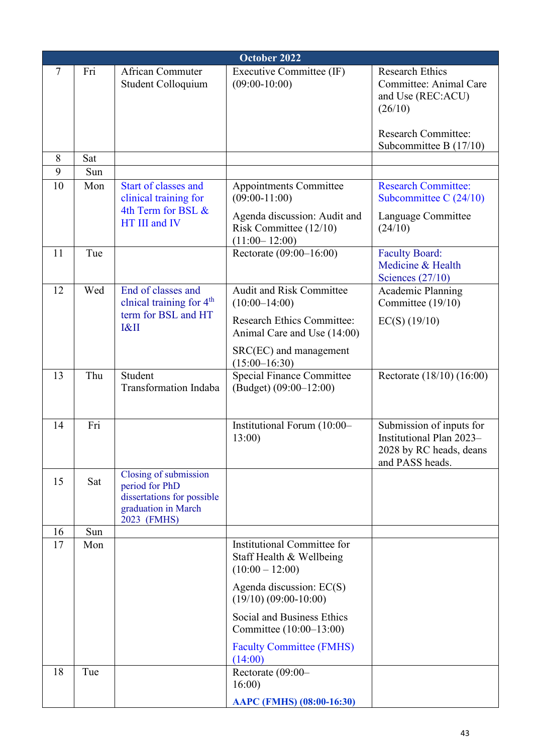| October 2022 | | | | |
|---|---|---|---|---|
| 7 | Fri | African Commuter Student Colloquium | Executive Committee (IF) (09:00-10:00) | Research Ethics Committee: Animal Care and Use (REC:ACU) (26/10)<br><br>Research Committee: Subcommittee B (17/10) |
| 8 | Sat | | | |
| 9 | Sun | | | |
| 10 | Mon | Start of classes and clinical training for 4th Term for BSL & HT III and IV | Appointments Committee (09:00-11:00)<br><br>Agenda discussion: Audit and Risk Committee (12/10) (11:00– 12:00) | Research Committee: Subcommittee C (24/10)<br><br>Language Committee (24/10) |
| 11 | Tue | | Rectorate (09:00–16:00) | Faculty Board: Medicine & Health Sciences (27/10) |
| 12 | Wed | End of classes and clnical training for 4th term for BSL and HT I&II | Audit and Risk Committee (10:00–14:00)<br><br>Research Ethics Committee: Animal Care and Use (14:00)<br><br>SRC(EC) and management (15:00–16:30) | Academic Planning Committee (19/10)<br><br>EC(S) (19/10) |
| 13 | Thu | Student Transformation Indaba | Special Finance Committee (Budget) (09:00–12:00) | Rectorate (18/10) (16:00) |
| 14 | Fri | | Institutional Forum (10:00–13:00) | Submission of inputs for Institutional Plan 2023–2028 by RC heads, deans and PASS heads. |
| 15 | Sat | Closing of submission period for PhD dissertations for possible graduation in March 2023 (FMHS) | | |
| 16 | Sun | | | |
| 17 | Mon | | Institutional Committee for Staff Health & Wellbeing (10:00 – 12:00)<br><br>Agenda discussion: EC(S) (19/10) (09:00-10:00)<br><br>Social and Business Ethics Committee (10:00–13:00)<br><br>Faculty Committee (FMHS) (14:00) | |
| 18 | Tue | | Rectorate (09:00–16:00)<br><br>**AAPC (FMHS) (08:00-16:30)** | |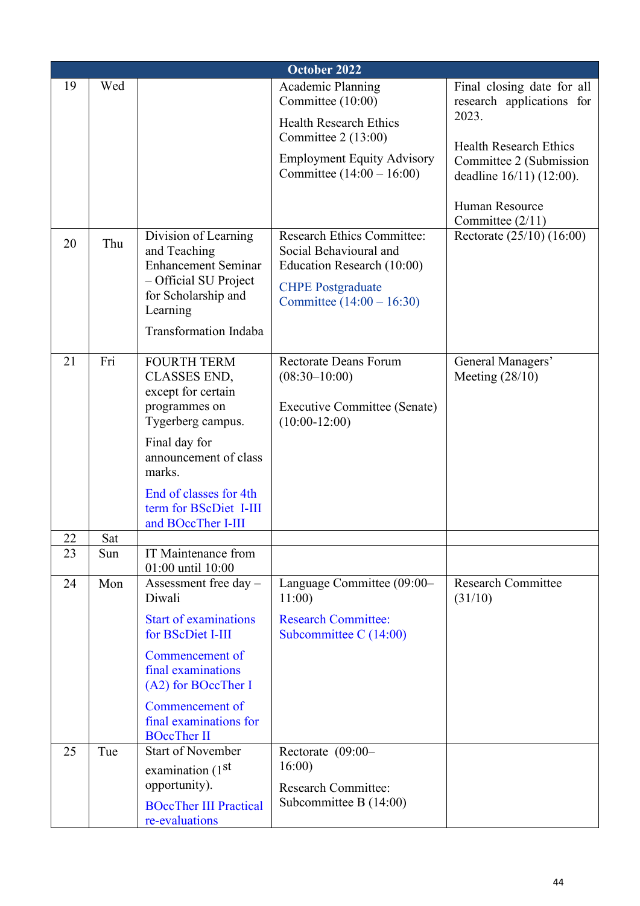| October 2022 | | | | |
|---|---|---|---|---|
| 19 | Wed | | Academic Planning Committee (10:00)<br><br>Health Research Ethics Committee 2 (13:00)<br><br>Employment Equity Advisory Committee (14:00 – 16:00) | Final closing date for all research applications for 2023.<br><br>Health Research Ethics Committee 2 (Submission deadline 16/11) (12:00).<br><br>Human Resource Committee (2/11) |
| 20 | Thu | Division of Learning and Teaching Enhancement Seminar – Official SU Project for Scholarship and Learning<br><br>Transformation Indaba | Research Ethics Committee: Social Behavioural and Education Research (10:00)<br><br>CHPE Postgraduate Committee (14:00 – 16:30) | Rectorate (25/10) (16:00) |
| 21 | Fri | FOURTH TERM CLASSES END, except for certain programmes on Tygerberg campus.<br><br>Final day for announcement of class marks.<br><br>End of classes for 4th term for BScDiet I-III and BOccTher I-III | Rectorate Deans Forum (08:30–10:00)<br><br>Executive Committee (Senate) (10:00-12:00) | General Managers' Meeting (28/10) |
| 22 | Sat | | | |
| 23 | Sun | IT Maintenance from 01:00 until 10:00 | | |
| 24 | Mon | Assessment free day – Diwali<br><br>Start of examinations for BScDiet I-III<br><br>Commencement of final examinations (A2) for BOccTher I<br><br>Commencement of final examinations for BOccTher II | Language Committee (09:00–11:00)<br><br>Research Committee: Subcommittee C (14:00) | Research Committee (31/10) |
| 25 | Tue | Start of November examination (1st opportunity).<br><br>BOccTher III Practical re-evaluations | Rectorate (09:00–16:00)<br><br>Research Committee: Subcommittee B (14:00) | |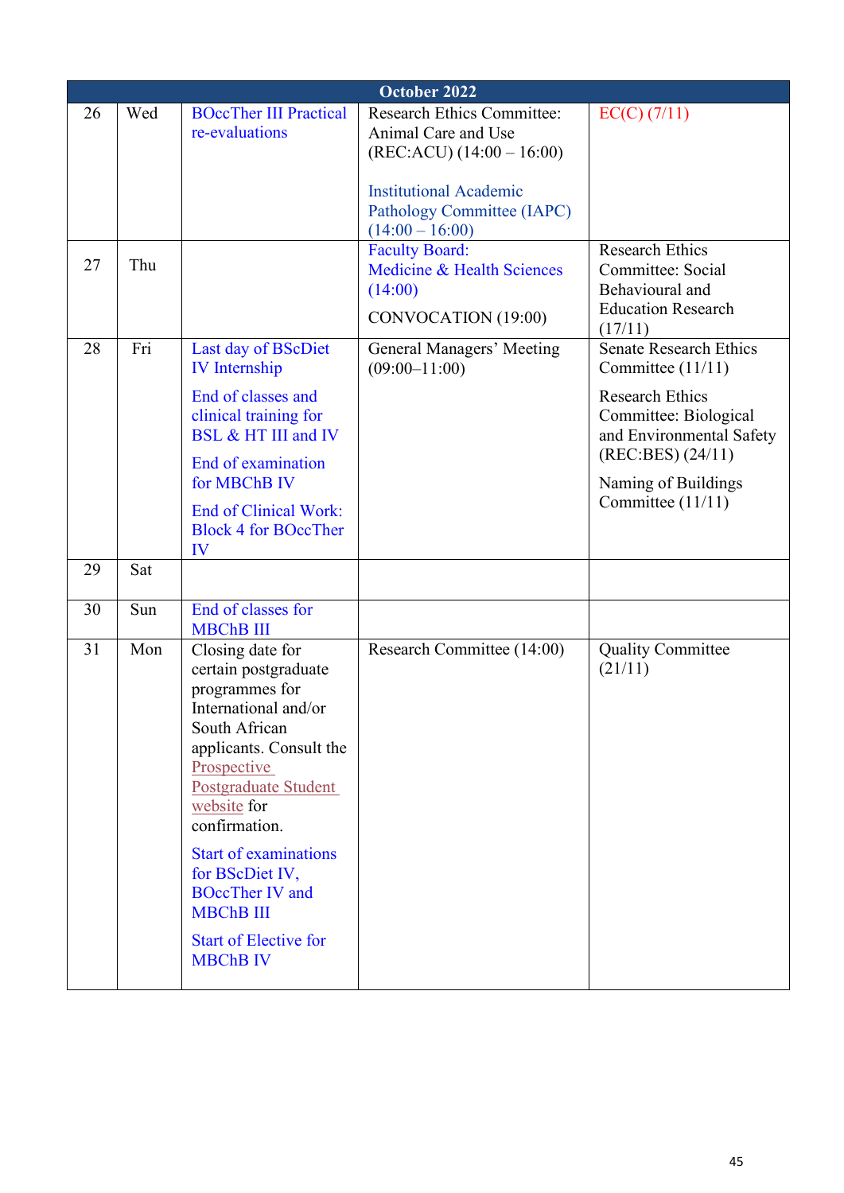| October 2022 | | | | |
|---|---|---|---|---|
| 26 | Wed | BOccTher III Practical re-evaluations | Research Ethics Committee: Animal Care and Use (REC:ACU) (14:00 – 16:00)<br><br>Institutional Academic Pathology Committee (IAPC) (14:00 – 16:00) | EC(C) (7/11) |
| 27 | Thu | | Faculty Board: Medicine & Health Sciences (14:00)<br><br>CONVOCATION (19:00) | Research Ethics Committee: Social Behavioural and Education Research (17/11) |
| 28 | Fri | Last day of BScDiet IV Internship<br><br>End of classes and clinical training for BSL & HT III and IV<br><br>End of examination for MBChB IV<br><br>End of Clinical Work: Block 4 for BOccTher IV | General Managers' Meeting (09:00–11:00) | Senate Research Ethics Committee (11/11)<br><br>Research Ethics Committee: Biological and Environmental Safety (REC:BES) (24/11)<br><br>Naming of Buildings Committee (11/11) |
| 29 | Sat | | | |
| 30 | Sun | End of classes for MBChB III | | |
| 31 | Mon | Closing date for certain postgraduate programmes for International and/or South African applicants. Consult the Prospective Postgraduate Student website for confirmation.<br><br>Start of examinations for BScDiet IV, BOccTher IV and MBChB III<br><br>Start of Elective for MBChB IV | Research Committee (14:00) | Quality Committee (21/11) |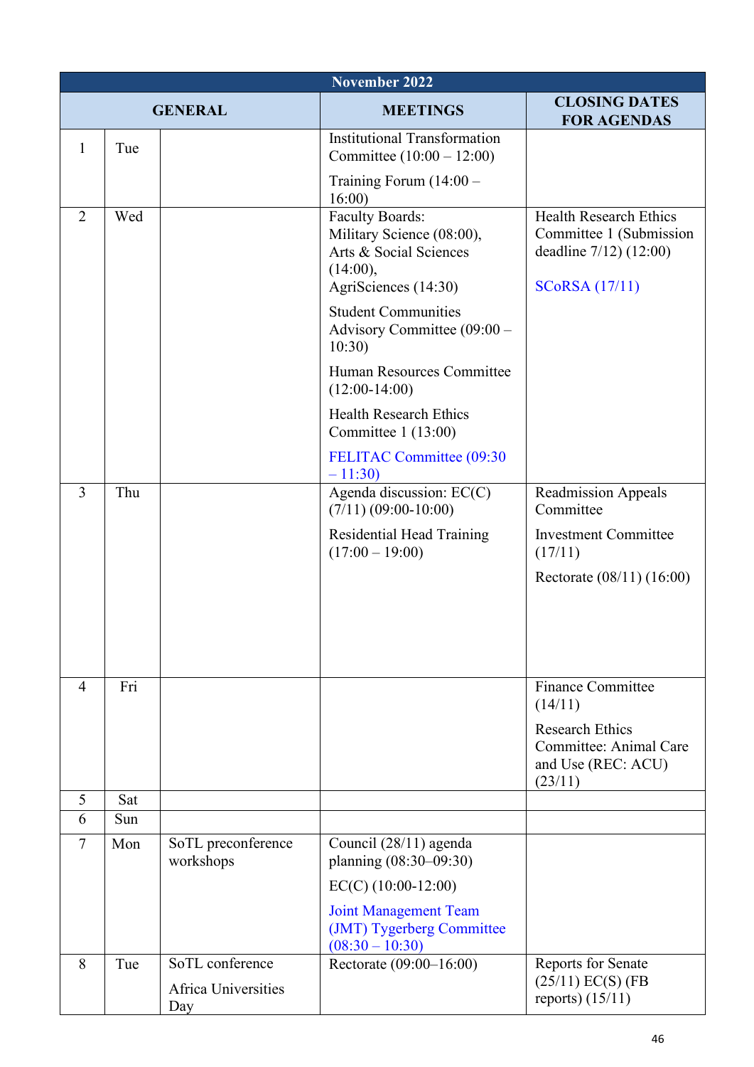| November 2022 | | | | |
|---|---|---|---|---|
| GENERAL | | | MEETINGS | CLOSING DATES FOR AGENDAS |
| 1 | Tue | | Institutional Transformation Committee (10:00 – 12:00)<br>Training Forum (14:00 – 16:00) | |
| 2 | Wed | | Faculty Boards:<br>Military Science (08:00),<br>Arts & Social Sciences (14:00),<br>AgriSciences (14:30)<br>Student Communities Advisory Committee (09:00 – 10:30)<br>Human Resources Committee (12:00-14:00)<br>Health Research Ethics Committee 1 (13:00)<br>FELITAC Committee (09:30 – 11:30) | Health Research Ethics Committee 1 (Submission deadline 7/12) (12:00)<br>SCoRSA (17/11) |
| 3 | Thu | | Agenda discussion: EC(C) (7/11) (09:00-10:00)<br>Residential Head Training (17:00 – 19:00) | Readmission Appeals Committee<br>Investment Committee (17/11)<br>Rectorate (08/11) (16:00) |
| 4 | Fri | | | Finance Committee (14/11)<br>Research Ethics Committee: Animal Care and Use (REC: ACU) (23/11) |
| 5 | Sat | | | |
| 6 | Sun | | | |
| 7 | Mon | SoTL preconference workshops | Council (28/11) agenda planning (08:30–09:30)<br>EC(C) (10:00-12:00)<br>Joint Management Team (JMT) Tygerberg Committee (08:30 – 10:30) | |
| 8 | Tue | SoTL conference<br>Africa Universities Day | Rectorate (09:00–16:00) | Reports for Senate (25/11) EC(S) (FB reports) (15/11) |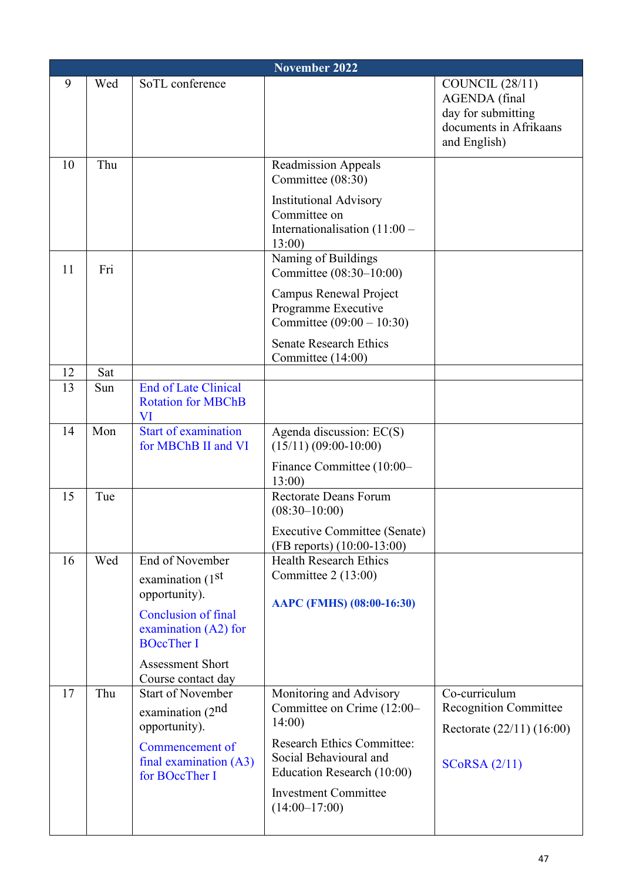| November 2022 | | | | |
|---|---|---|---|---|
| 9 | Wed | SoTL conference | | COUNCIL (28/11) AGENDA (final day for submitting documents in Afrikaans and English) |
| 10 | Thu | | Readmission Appeals Committee (08:30)<br><br>Institutional Advisory Committee on Internationalisation (11:00 – 13:00) | |
| 11 | Fri | | Naming of Buildings Committee (08:30–10:00)<br><br>Campus Renewal Project Programme Executive Committee (09:00 – 10:30)<br><br>Senate Research Ethics Committee (14:00) | |
| 12 | Sat | | | |
| 13 | Sun | End of Late Clinical Rotation for MBChB VI | | |
| 14 | Mon | Start of examination for MBChB II and VI | Agenda discussion: EC(S) (15/11) (09:00-10:00)<br><br>Finance Committee (10:00–13:00) | |
| 15 | Tue | | Rectorate Deans Forum (08:30–10:00)<br><br>Executive Committee (Senate) (FB reports) (10:00-13:00) | |
| 16 | Wed | End of November examination (1st opportunity).<br><br>Conclusion of final examination (A2) for BOccTher I<br><br>Assessment Short Course contact day | Health Research Ethics Committee 2 (13:00)<br><br>**AAPC (FMHS) (08:00-16:30)** | |
| 17 | Thu | Start of November examination (2nd opportunity).<br><br>Commencement of final examination (A3) for BOccTher I | Monitoring and Advisory Committee on Crime (12:00–14:00)<br><br>Research Ethics Committee: Social Behavioural and Education Research (10:00)<br><br>Investment Committee (14:00–17:00) | Co-curriculum Recognition Committee<br><br>Rectorate (22/11) (16:00)<br><br>SCoRSA (2/11) |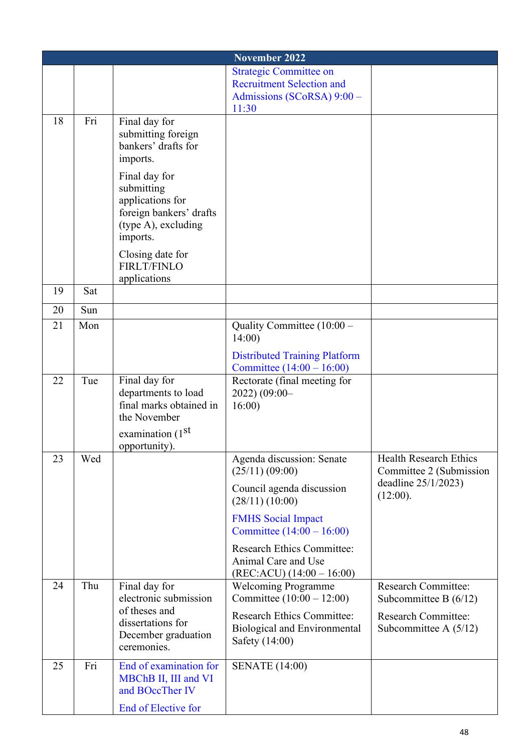| November 2022 | | | | |
|---|---|---|---|---|
| | | | Strategic Committee on Recruitment Selection and Admissions (SCoRSA) 9:00 – 11:30 | |
| 18 | Fri | Final day for submitting foreign bankers' drafts for imports.<br><br>Final day for submitting applications for foreign bankers' drafts (type A), excluding imports.<br><br>Closing date for FIRLT/FINLO applications | | |
| 19 | Sat | | | |
| 20 | Sun | | | |
| 21 | Mon | | Quality Committee (10:00 – 14:00)<br><br>Distributed Training Platform Committee (14:00 – 16:00) | |
| 22 | Tue | Final day for departments to load final marks obtained in the November examination (1st opportunity). | Rectorate (final meeting for 2022) (09:00– 16:00) | |
| 23 | Wed | | Agenda discussion: Senate (25/11) (09:00)<br><br>Council agenda discussion (28/11) (10:00)<br><br>FMHS Social Impact Committee (14:00 – 16:00)<br><br>Research Ethics Committee: Animal Care and Use (REC:ACU) (14:00 – 16:00) | Health Research Ethics Committee 2 (Submission deadline 25/1/2023) (12:00). |
| 24 | Thu | Final day for electronic submission of theses and dissertations for December graduation ceremonies. | Welcoming Programme Committee (10:00 – 12:00)<br><br>Research Ethics Committee: Biological and Environmental Safety (14:00) | Research Committee: Subcommittee B (6/12)<br><br>Research Committee: Subcommittee A (5/12) |
| 25 | Fri | End of examination for MBChB II, III and VI and BOccTher IV<br><br>End of Elective for | SENATE (14:00) | |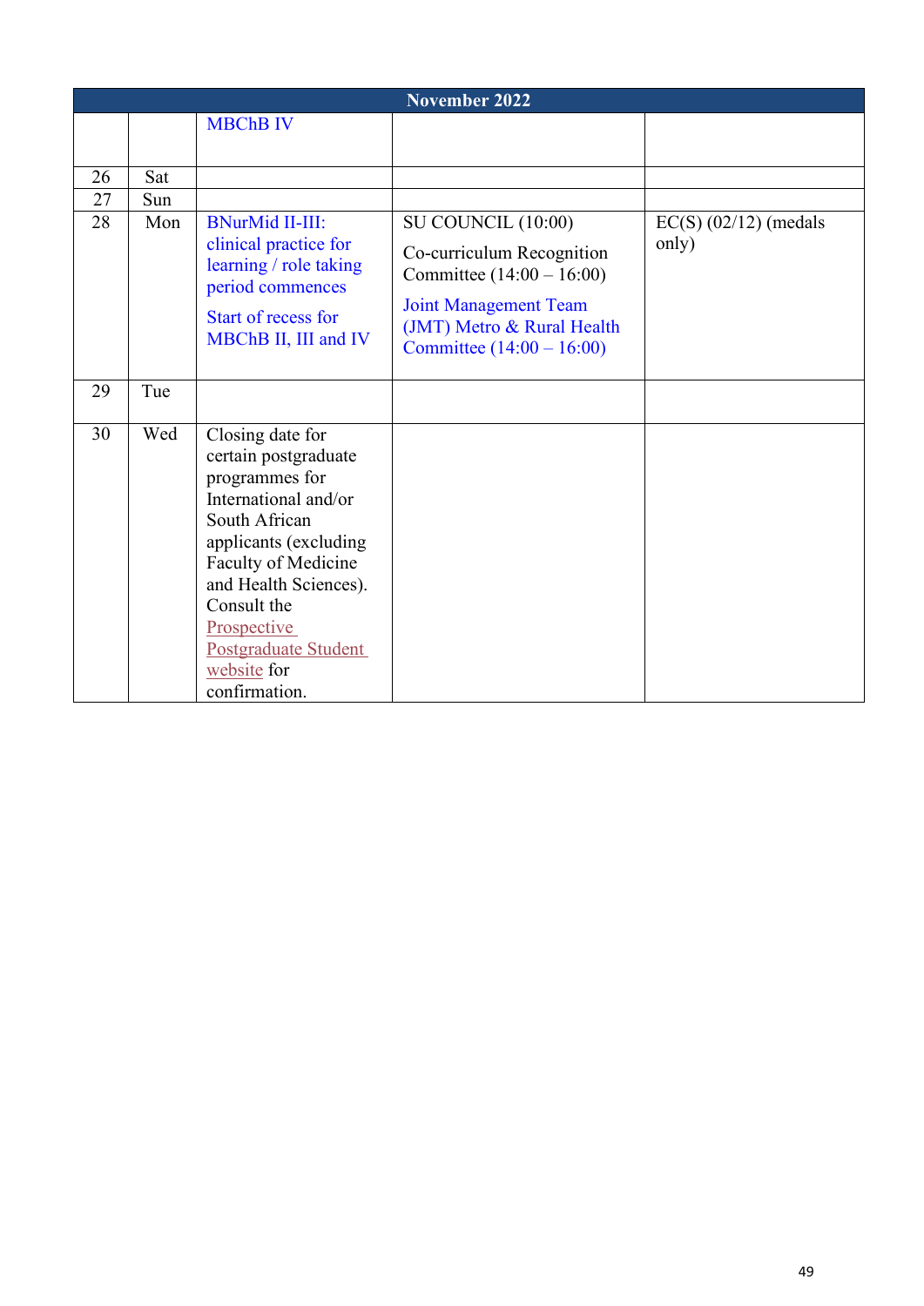| November 2022 | | | | |
|---|---|---|---|---|
| | | MBChB IV | | |
| 26 | Sat | | | |
| 27 | Sun | | | |
| 28 | Mon | BNurMid II-III: clinical practice for learning / role taking period commences<br><br>Start of recess for MBChB II, III and IV | SU COUNCIL (10:00)<br><br>Co-curriculum Recognition Committee (14:00 – 16:00)<br><br>Joint Management Team (JMT) Metro & Rural Health Committee (14:00 – 16:00) | EC(S) (02/12) (medals only) |
| 29 | Tue | | | |
| 30 | Wed | Closing date for certain postgraduate programmes for International and/or South African applicants (excluding Faculty of Medicine and Health Sciences). Consult the Prospective Postgraduate Student website for confirmation. | | |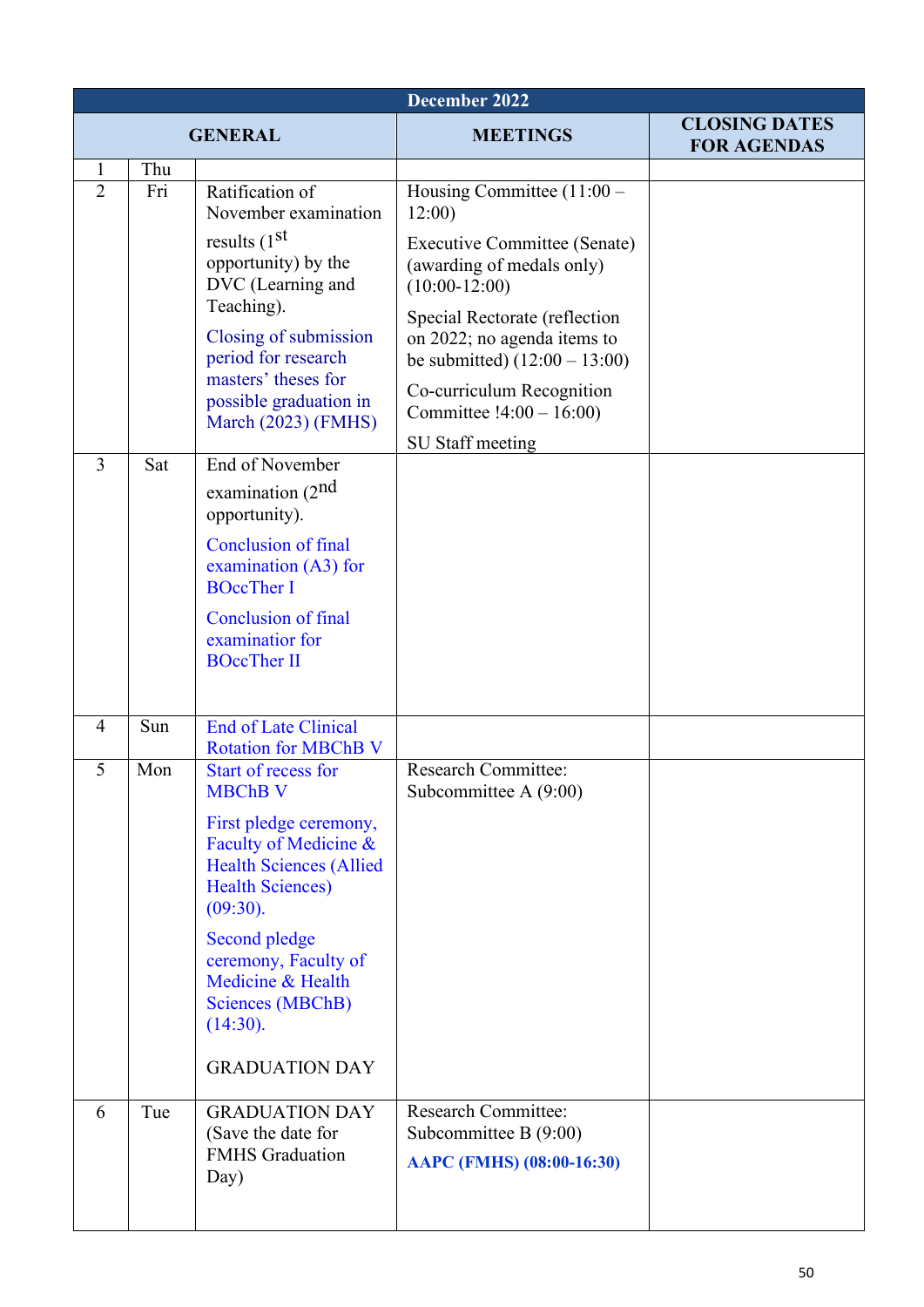| December 2022 | | | | |
|---|---|---|---|---|
| GENERAL | | | MEETINGS | CLOSING DATES FOR AGENDAS |
| 1 | Thu | | | |
| 2 | Fri | Ratification of November examination results (1st opportunity) by the DVC (Learning and Teaching).<br>Closing of submission period for research masters' theses for possible graduation in March (2023) (FMHS) | Housing Committee (11:00 – 12:00)<br>Executive Committee (Senate) (awarding of medals only) (10:00-12:00)<br>Special Rectorate (reflection on 2022; no agenda items to be submitted) (12:00 – 13:00)<br>Co-curriculum Recognition Committee !4:00 – 16:00)<br>SU Staff meeting | |
| 3 | Sat | End of November examination (2nd opportunity).<br>Conclusion of final examination (A3) for BOccTher I<br>Conclusion of final examinatior for BOccTher II | | |
| 4 | Sun | End of Late Clinical Rotation for MBChB V | | |
| 5 | Mon | Start of recess for MBChB V<br>First pledge ceremony, Faculty of Medicine & Health Sciences (Allied Health Sciences) (09:30).<br>Second pledge ceremony, Faculty of Medicine & Health Sciences (MBChB) (14:30).<br>GRADUATION DAY | Research Committee: Subcommittee A (9:00) | |
| 6 | Tue | GRADUATION DAY (Save the date for FMHS Graduation Day) | Research Committee: Subcommittee B (9:00)<br>**AAPC (FMHS) (08:00-16:30)** | |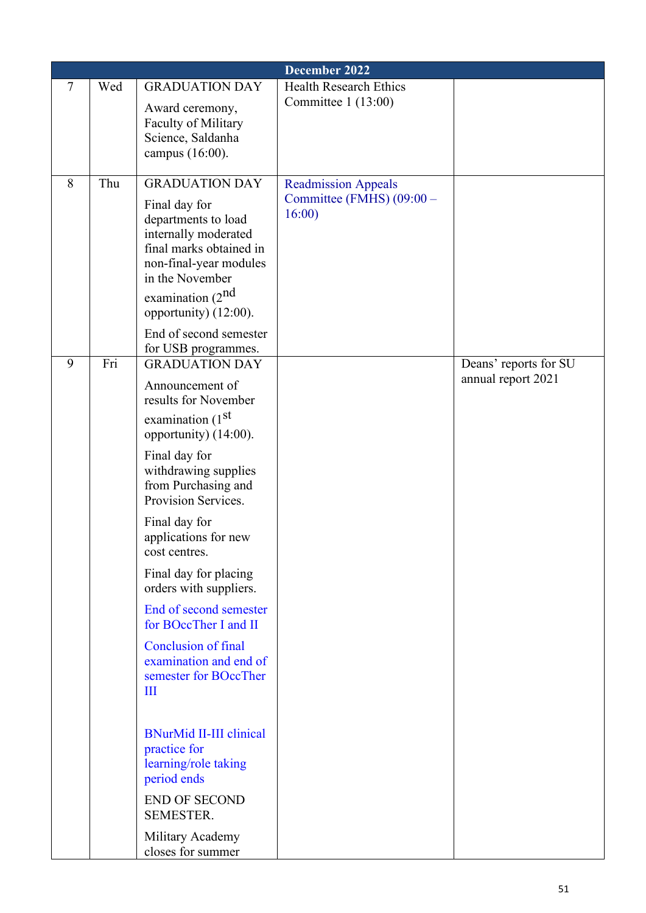| December 2022 | | | | |
|---|---|---|---|---|
| 7 | Wed | GRADUATION DAY<br><br>Award ceremony, Faculty of Military Science, Saldanha campus (16:00). | Health Research Ethics Committee 1 (13:00) | |
| 8 | Thu | GRADUATION DAY<br><br>Final day for departments to load internally moderated final marks obtained in non-final-year modules in the November examination (2nd opportunity) (12:00).<br><br>End of second semester for USB programmes. | Readmission Appeals Committee (FMHS) (09:00 – 16:00) | |
| 9 | Fri | GRADUATION DAY<br><br>Announcement of results for November examination (1st opportunity) (14:00).<br><br>Final day for withdrawing supplies from Purchasing and Provision Services.<br><br>Final day for applications for new cost centres.<br><br>Final day for placing orders with suppliers.<br><br>End of second semester for BOccTher I and II<br><br>Conclusion of final examination and end of semester for BOccTher III<br><br>BNurMid II-III clinical practice for learning/role taking period ends<br><br>END OF SECOND SEMESTER.<br><br>Military Academy closes for summer | | Deans' reports for SU annual report 2021 |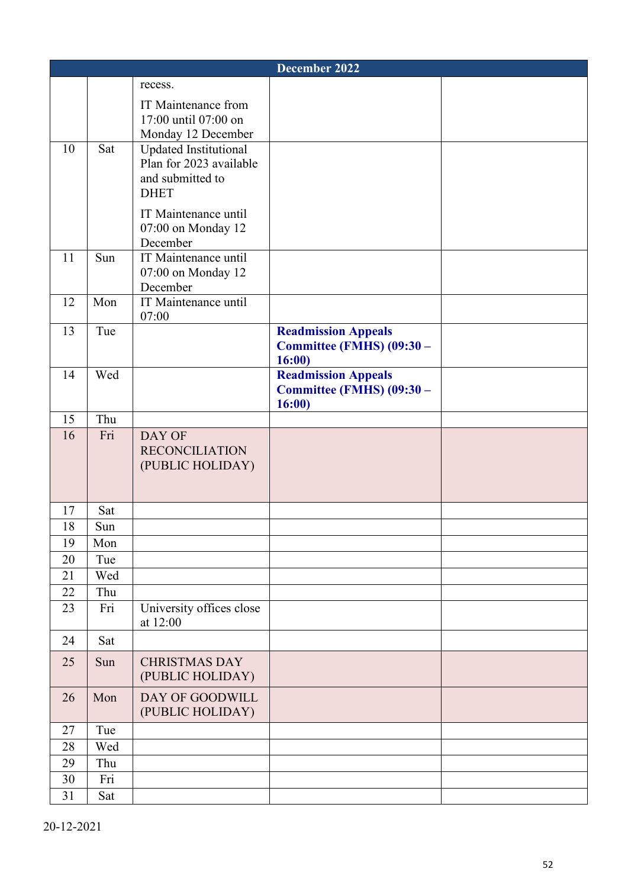| December 2022 | | | | |
|---|---|---|---|---|
| | | recess.<br><br>IT Maintenance from 17:00 until 07:00 on Monday 12 December | | |
| 10 | Sat | Updated Institutional Plan for 2023 available and submitted to DHET<br><br>IT Maintenance until 07:00 on Monday 12 December | | |
| 11 | Sun | IT Maintenance until 07:00 on Monday 12 December | | |
| 12 | Mon | IT Maintenance until 07:00 | | |
| 13 | Tue | | **Readmission Appeals Committee (FMHS) (09:30 – 16:00)** | |
| 14 | Wed | | **Readmission Appeals Committee (FMHS) (09:30 – 16:00)** | |
| 15 | Thu | | | |
| 16 | Fri | DAY OF RECONCILIATION (PUBLIC HOLIDAY) | | |
| 17 | Sat | | | |
| 18 | Sun | | | |
| 19 | Mon | | | |
| 20 | Tue | | | |
| 21 | Wed | | | |
| 22 | Thu | | | |
| 23 | Fri | University offices close at 12:00 | | |
| 24 | Sat | | | |
| 25 | Sun | CHRISTMAS DAY (PUBLIC HOLIDAY) | | |
| 26 | Mon | DAY OF GOODWILL (PUBLIC HOLIDAY) | | |
| 27 | Tue | | | |
| 28 | Wed | | | |
| 29 | Thu | | | |
| 30 | Fri | | | |
| 31 | Sat | | | |

20-12-2021